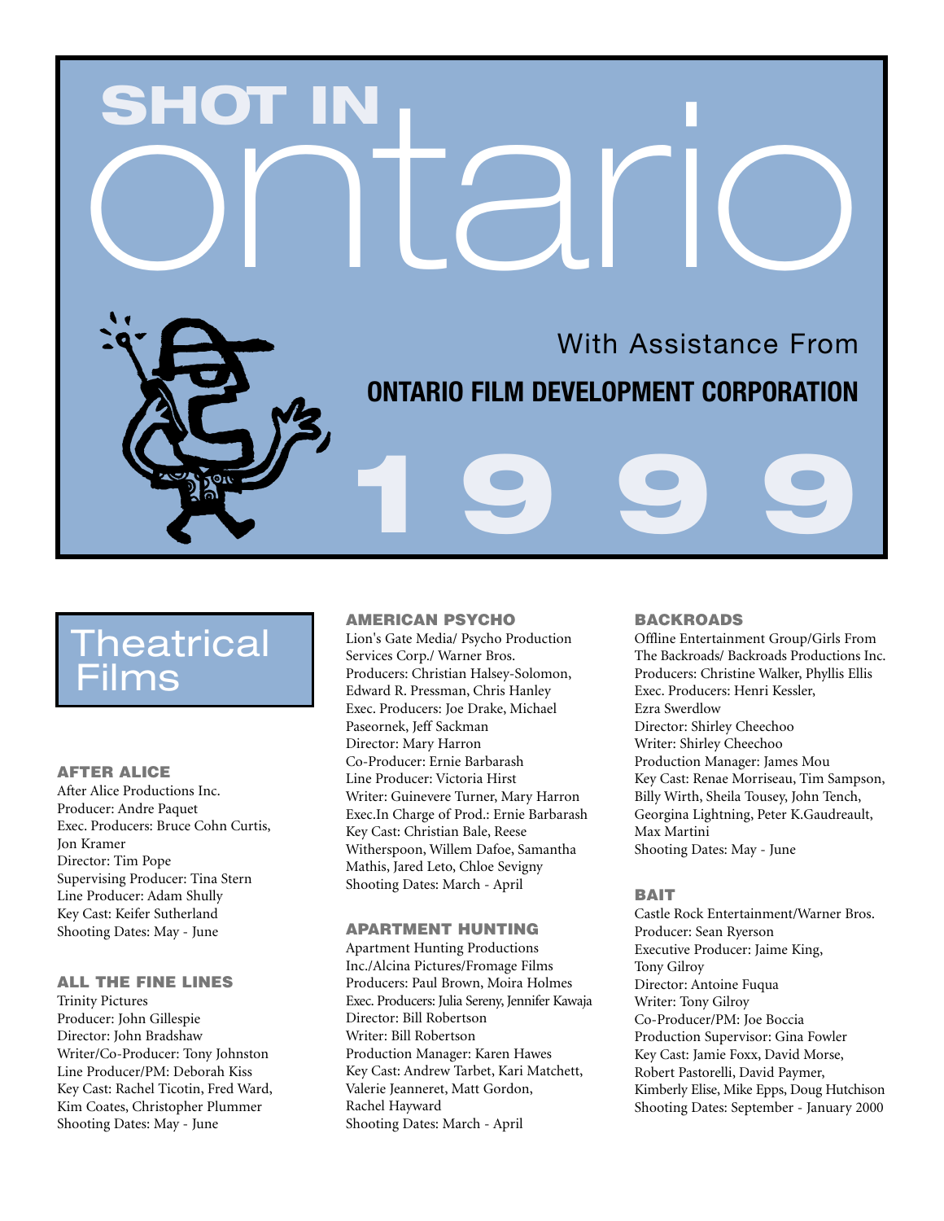# SHOT IN ontario

With Assistance From

**ONTARIO FILM DEVELOPMENT CORPORATION**

# 1999

## Theatrical Films

### AFTER ALICE
After Alice Productions Inc.
Producer: Andre Paquet
Exec. Producers: Bruce Cohn Curtis, Jon Kramer
Director: Tim Pope
Supervising Producer: Tina Stern
Line Producer: Adam Shully
Key Cast: Keifer Sutherland
Shooting Dates: May - June

### ALL THE FINE LINES
Trinity Pictures
Producer: John Gillespie
Director: John Bradshaw
Writer/Co-Producer: Tony Johnston
Line Producer/PM: Deborah Kiss
Key Cast: Rachel Ticotin, Fred Ward, Kim Coates, Christopher Plummer
Shooting Dates: May - June

### AMERICAN PSYCHO
Lion's Gate Media/ Psycho Production Services Corp./ Warner Bros.
Producers: Christian Halsey-Solomon, Edward R. Pressman, Chris Hanley
Exec. Producers: Joe Drake, Michael Paseornek, Jeff Sackman
Director: Mary Harron
Co-Producer: Ernie Barbarash
Line Producer: Victoria Hirst
Writer: Guinevere Turner, Mary Harron
Exec.In Charge of Prod.: Ernie Barbarash
Key Cast: Christian Bale, Reese Witherspoon, Willem Dafoe, Samantha Mathis, Jared Leto, Chloe Sevigny
Shooting Dates: March - April

### APARTMENT HUNTING
Apartment Hunting Productions Inc./Alcina Pictures/Fromage Films
Producers: Paul Brown, Moira Holmes
Exec. Producers: Julia Sereny, Jennifer Kawaja
Director: Bill Robertson
Writer: Bill Robertson
Production Manager: Karen Hawes
Key Cast: Andrew Tarbet, Kari Matchett, Valerie Jeanneret, Matt Gordon, Rachel Hayward
Shooting Dates: March - April

### BACKROADS
Offline Entertainment Group/Girls From The Backroads/ Backroads Productions Inc.
Producers: Christine Walker, Phyllis Ellis
Exec. Producers: Henri Kessler, Ezra Swerdlow
Director: Shirley Cheechoo
Writer: Shirley Cheechoo
Production Manager: James Mou
Key Cast: Renae Morriseau, Tim Sampson, Billy Wirth, Sheila Tousey, John Tench, Georgina Lightning, Peter K.Gaudreault, Max Martini
Shooting Dates: May - June

### BAIT
Castle Rock Entertainment/Warner Bros.
Producer: Sean Ryerson
Executive Producer: Jaime King, Tony Gilroy
Director: Antoine Fuqua
Writer: Tony Gilroy
Co-Producer/PM: Joe Boccia
Production Supervisor: Gina Fowler
Key Cast: Jamie Foxx, David Morse, Robert Pastorelli, David Paymer, Kimberly Elise, Mike Epps, Doug Hutchison
Shooting Dates: September - January 2000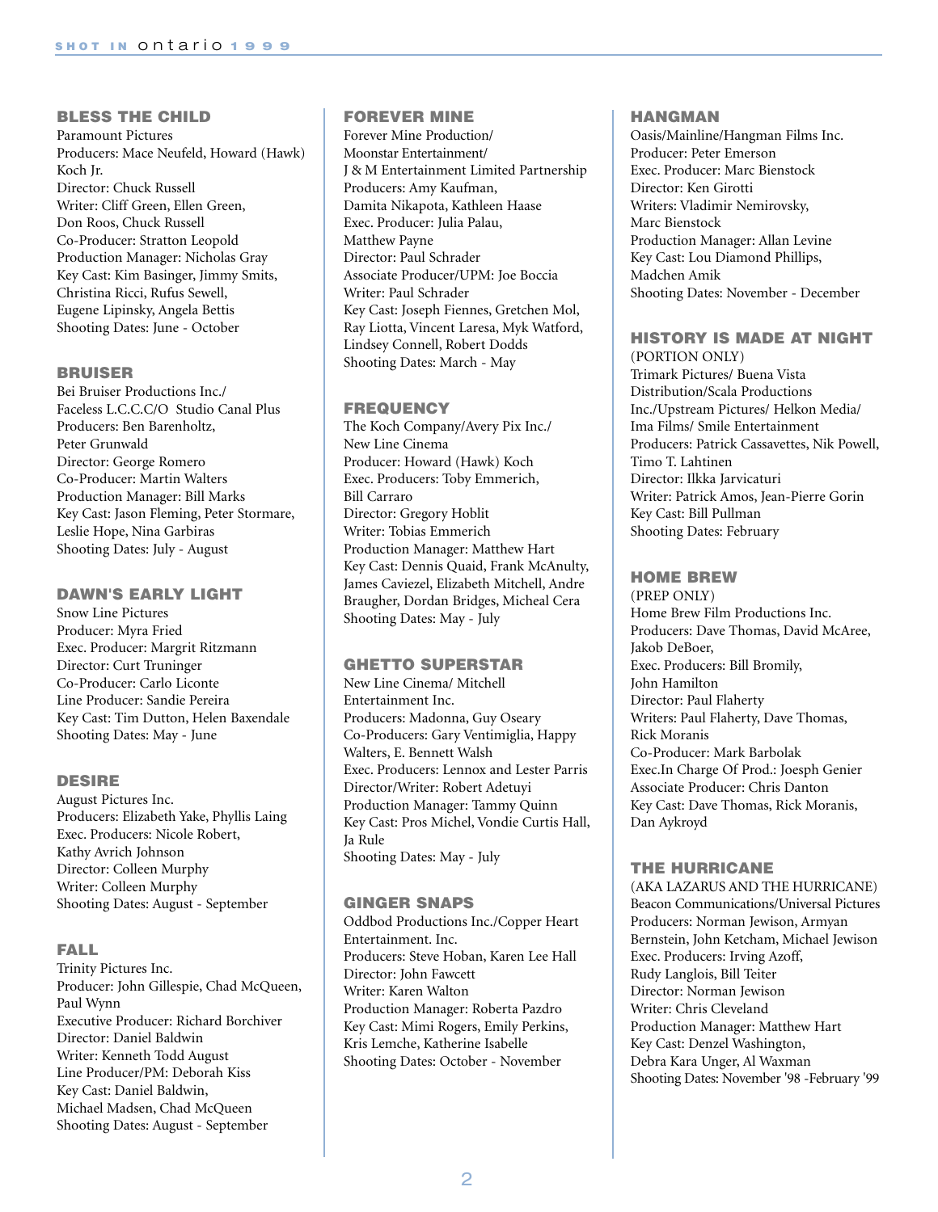## BLESS THE CHILD

Paramount Pictures
Producers: Mace Neufeld, Howard (Hawk) Koch Jr.
Director: Chuck Russell
Writer: Cliff Green, Ellen Green, Don Roos, Chuck Russell
Co-Producer: Stratton Leopold
Production Manager: Nicholas Gray
Key Cast: Kim Basinger, Jimmy Smits, Christina Ricci, Rufus Sewell, Eugene Lipinsky, Angela Bettis
Shooting Dates: June - October

## BRUISER

Bei Bruiser Productions Inc./ Faceless L.C.C.C/O Studio Canal Plus
Producers: Ben Barenholtz, Peter Grunwald
Director: George Romero
Co-Producer: Martin Walters
Production Manager: Bill Marks
Key Cast: Jason Fleming, Peter Stormare, Leslie Hope, Nina Garbiras
Shooting Dates: July - August

## DAWN'S EARLY LIGHT

Snow Line Pictures
Producer: Myra Fried
Exec. Producer: Margrit Ritzmann
Director: Curt Truninger
Co-Producer: Carlo Liconte
Line Producer: Sandie Pereira
Key Cast: Tim Dutton, Helen Baxendale
Shooting Dates: May - June

## DESIRE

August Pictures Inc.
Producers: Elizabeth Yake, Phyllis Laing
Exec. Producers: Nicole Robert, Kathy Avrich Johnson
Director: Colleen Murphy
Writer: Colleen Murphy
Shooting Dates: August - September

## FALL

Trinity Pictures Inc.
Producer: John Gillespie, Chad McQueen, Paul Wynn
Executive Producer: Richard Borchiver
Director: Daniel Baldwin
Writer: Kenneth Todd August
Line Producer/PM: Deborah Kiss
Key Cast: Daniel Baldwin, Michael Madsen, Chad McQueen
Shooting Dates: August - September

## FOREVER MINE

Forever Mine Production/ Moonstar Entertainment/ J & M Entertainment Limited Partnership
Producers: Amy Kaufman, Damita Nikapota, Kathleen Haase
Exec. Producer: Julia Palau, Matthew Payne
Director: Paul Schrader
Associate Producer/UPM: Joe Boccia
Writer: Paul Schrader
Key Cast: Joseph Fiennes, Gretchen Mol, Ray Liotta, Vincent Laresa, Myk Watford, Lindsey Connell, Robert Dodds
Shooting Dates: March - May

## FREQUENCY

The Koch Company/Avery Pix Inc./ New Line Cinema
Producer: Howard (Hawk) Koch
Exec. Producers: Toby Emmerich, Bill Carraro
Director: Gregory Hoblit
Writer: Tobias Emmerich
Production Manager: Matthew Hart
Key Cast: Dennis Quaid, Frank McAnulty, James Caviezel, Elizabeth Mitchell, Andre Braugher, Dordan Bridges, Micheal Cera
Shooting Dates: May - July

## GHETTO SUPERSTAR

New Line Cinema/ Mitchell Entertainment Inc.
Producers: Madonna, Guy Oseary
Co-Producers: Gary Ventimiglia, Happy Walters, E. Bennett Walsh
Exec. Producers: Lennox and Lester Parris
Director/Writer: Robert Adetuyi
Production Manager: Tammy Quinn
Key Cast: Pros Michel, Vondie Curtis Hall, Ja Rule
Shooting Dates: May - July

## GINGER SNAPS

Oddbod Productions Inc./Copper Heart Entertainment. Inc.
Producers: Steve Hoban, Karen Lee Hall
Director: John Fawcett
Writer: Karen Walton
Production Manager: Roberta Pazdro
Key Cast: Mimi Rogers, Emily Perkins, Kris Lemche, Katherine Isabelle
Shooting Dates: October - November

## HANGMAN

Oasis/Mainline/Hangman Films Inc.
Producer: Peter Emerson
Exec. Producer: Marc Bienstock
Director: Ken Girotti
Writers: Vladimir Nemirovsky, Marc Bienstock
Production Manager: Allan Levine
Key Cast: Lou Diamond Phillips, Madchen Amik
Shooting Dates: November - December

## HISTORY IS MADE AT NIGHT

(PORTION ONLY)
Trimark Pictures/ Buena Vista Distribution/Scala Productions Inc./Upstream Pictures/ Helkon Media/ Ima Films/ Smile Entertainment
Producers: Patrick Cassavettes, Nik Powell, Timo T. Lahtinen
Director: Ilkka Jarvicaturi
Writer: Patrick Amos, Jean-Pierre Gorin
Key Cast: Bill Pullman
Shooting Dates: February

## HOME BREW

(PREP ONLY)
Home Brew Film Productions Inc.
Producers: Dave Thomas, David McAree, Jakob DeBoer,
Exec. Producers: Bill Bromily, John Hamilton
Director: Paul Flaherty
Writers: Paul Flaherty, Dave Thomas, Rick Moranis
Co-Producer: Mark Barbolak
Exec.In Charge Of Prod.: Joesph Genier
Associate Producer: Chris Danton
Key Cast: Dave Thomas, Rick Moranis, Dan Aykroyd

## THE HURRICANE

(AKA LAZARUS AND THE HURRICANE)
Beacon Communications/Universal Pictures
Producers: Norman Jewison, Armyan Bernstein, John Ketcham, Michael Jewison
Exec. Producers: Irving Azoff, Rudy Langlois, Bill Teiter
Director: Norman Jewison
Writer: Chris Cleveland
Production Manager: Matthew Hart
Key Cast: Denzel Washington, Debra Kara Unger, Al Waxman
Shooting Dates: November '98 -February '99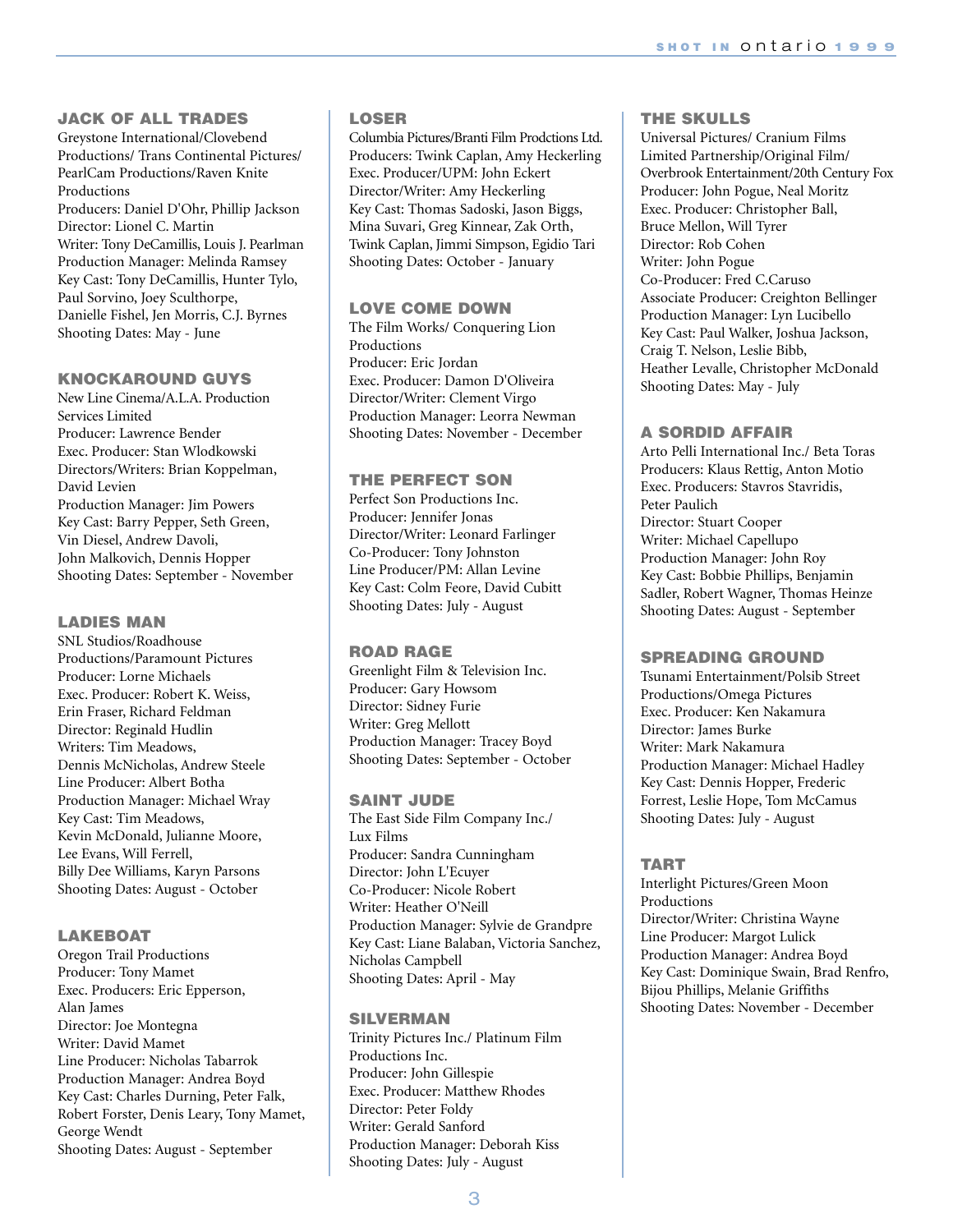## JACK OF ALL TRADES

Greystone International/Clovebend Productions/ Trans Continental Pictures/ PearlCam Productions/Raven Knite Productions
Producers: Daniel D'Ohr, Phillip Jackson
Director: Lionel C. Martin
Writer: Tony DeCamillis, Louis J. Pearlman
Production Manager: Melinda Ramsey
Key Cast: Tony DeCamillis, Hunter Tylo, Paul Sorvino, Joey Sculthorpe, Danielle Fishel, Jen Morris, C.J. Byrnes
Shooting Dates: May - June

## KNOCKAROUND GUYS

New Line Cinema/A.L.A. Production Services Limited
Producer: Lawrence Bender
Exec. Producer: Stan Wlodkowski
Directors/Writers: Brian Koppelman, David Levien
Production Manager: Jim Powers
Key Cast: Barry Pepper, Seth Green, Vin Diesel, Andrew Davoli, John Malkovich, Dennis Hopper
Shooting Dates: September - November

## LADIES MAN

SNL Studios/Roadhouse Productions/Paramount Pictures
Producer: Lorne Michaels
Exec. Producer: Robert K. Weiss, Erin Fraser, Richard Feldman
Director: Reginald Hudlin
Writers: Tim Meadows, Dennis McNicholas, Andrew Steele
Line Producer: Albert Botha
Production Manager: Michael Wray
Key Cast: Tim Meadows, Kevin McDonald, Julianne Moore, Lee Evans, Will Ferrell, Billy Dee Williams, Karyn Parsons
Shooting Dates: August - October

## LAKEBOAT

Oregon Trail Productions
Producer: Tony Mamet
Exec. Producers: Eric Epperson, Alan James
Director: Joe Montegna
Writer: David Mamet
Line Producer: Nicholas Tabarrok
Production Manager: Andrea Boyd
Key Cast: Charles Durning, Peter Falk, Robert Forster, Denis Leary, Tony Mamet, George Wendt
Shooting Dates: August - September

## LOSER

Columbia Pictures/Branti Film Prodctions Ltd.
Producers: Twink Caplan, Amy Heckerling
Exec. Producer/UPM: John Eckert
Director/Writer: Amy Heckerling
Key Cast: Thomas Sadoski, Jason Biggs, Mina Suvari, Greg Kinnear, Zak Orth, Twink Caplan, Jimmi Simpson, Egidio Tari
Shooting Dates: October - January

## LOVE COME DOWN

The Film Works/ Conquering Lion Productions
Producer: Eric Jordan
Exec. Producer: Damon D'Oliveira
Director/Writer: Clement Virgo
Production Manager: Leorra Newman
Shooting Dates: November - December

## THE PERFECT SON

Perfect Son Productions Inc.
Producer: Jennifer Jonas
Director/Writer: Leonard Farlinger
Co-Producer: Tony Johnston
Line Producer/PM: Allan Levine
Key Cast: Colm Feore, David Cubitt
Shooting Dates: July - August

## ROAD RAGE

Greenlight Film & Television Inc.
Producer: Gary Howsom
Director: Sidney Furie
Writer: Greg Mellott
Production Manager: Tracey Boyd
Shooting Dates: September - October

## SAINT JUDE

The East Side Film Company Inc./ Lux Films
Producer: Sandra Cunningham
Director: John L'Ecuyer
Co-Producer: Nicole Robert
Writer: Heather O'Neill
Production Manager: Sylvie de Grandpre
Key Cast: Liane Balaban, Victoria Sanchez, Nicholas Campbell
Shooting Dates: April - May

## SILVERMAN

Trinity Pictures Inc./ Platinum Film Productions Inc.
Producer: John Gillespie
Exec. Producer: Matthew Rhodes
Director: Peter Foldy
Writer: Gerald Sanford
Production Manager: Deborah Kiss
Shooting Dates: July - August

## THE SKULLS

Universal Pictures/ Cranium Films Limited Partnership/Original Film/ Overbrook Entertainment/20th Century Fox
Producer: John Pogue, Neal Moritz
Exec. Producer: Christopher Ball, Bruce Mellon, Will Tyrer
Director: Rob Cohen
Writer: John Pogue
Co-Producer: Fred C.Caruso
Associate Producer: Creighton Bellinger
Production Manager: Lyn Lucibello
Key Cast: Paul Walker, Joshua Jackson, Craig T. Nelson, Leslie Bibb, Heather Levalle, Christopher McDonald
Shooting Dates: May - July

## A SORDID AFFAIR

Arto Pelli International Inc./ Beta Toras
Producers: Klaus Rettig, Anton Motio
Exec. Producers: Stavros Stavridis, Peter Paulich
Director: Stuart Cooper
Writer: Michael Capellupo
Production Manager: John Roy
Key Cast: Bobbie Phillips, Benjamin Sadler, Robert Wagner, Thomas Heinze
Shooting Dates: August - September

## SPREADING GROUND

Tsunami Entertainment/Polsib Street Productions/Omega Pictures
Exec. Producer: Ken Nakamura
Director: James Burke
Writer: Mark Nakamura
Production Manager: Michael Hadley
Key Cast: Dennis Hopper, Frederic Forrest, Leslie Hope, Tom McCamus
Shooting Dates: July - August

## TART

Interlight Pictures/Green Moon Productions
Director/Writer: Christina Wayne
Line Producer: Margot Lulick
Production Manager: Andrea Boyd
Key Cast: Dominique Swain, Brad Renfro, Bijou Phillips, Melanie Griffiths
Shooting Dates: November - December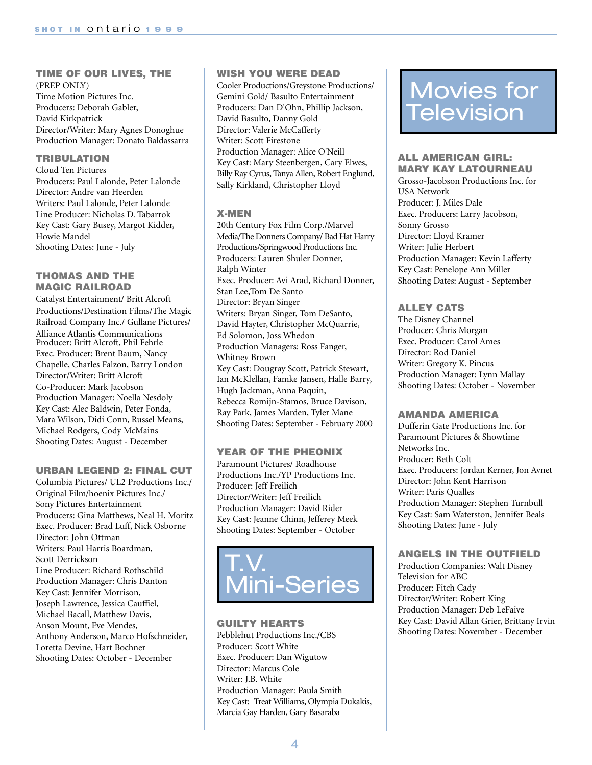### TIME OF OUR LIVES, THE

(PREP ONLY)
Time Motion Pictures Inc.
Producers: Deborah Gabler, David Kirkpatrick
Director/Writer: Mary Agnes Donoghue
Production Manager: Donato Baldassarra

### TRIBULATION

Cloud Ten Pictures
Producers: Paul Lalonde, Peter Lalonde
Director: Andre van Heerden
Writers: Paul Lalonde, Peter Lalonde
Line Producer: Nicholas D. Tabarrok
Key Cast: Gary Busey, Margot Kidder, Howie Mandel
Shooting Dates: June - July

### THOMAS AND THE MAGIC RAILROAD

Catalyst Entertainment/ Britt Alcroft Productions/Destination Films/The Magic Railroad Company Inc./ Gullane Pictures/ Alliance Atlantis Communications
Producer: Britt Alcroft, Phil Fehrle
Exec. Producer: Brent Baum, Nancy Chapelle, Charles Falzon, Barry London
Director/Writer: Britt Alcroft
Co-Producer: Mark Jacobson
Production Manager: Noella Nesdoly
Key Cast: Alec Baldwin, Peter Fonda, Mara Wilson, Didi Conn, Russel Means, Michael Rodgers, Cody McMains
Shooting Dates: August - December

### URBAN LEGEND 2: FINAL CUT

Columbia Pictures/ UL2 Productions Inc./ Original Film/hoenix Pictures Inc./ Sony Pictures Entertainment
Producers: Gina Matthews, Neal H. Moritz
Exec. Producer: Brad Luff, Nick Osborne
Director: John Ottman
Writers: Paul Harris Boardman, Scott Derrickson
Line Producer: Richard Rothschild
Production Manager: Chris Danton
Key Cast: Jennifer Morrison, Joseph Lawrence, Jessica Cauffiel, Michael Bacall, Matthew Davis, Anson Mount, Eve Mendes, Anthony Anderson, Marco Hofschneider, Loretta Devine, Hart Bochner
Shooting Dates: October - December

### WISH YOU WERE DEAD

Cooler Productions/Greystone Productions/ Gemini Gold/ Basulto Entertainment
Producers: Dan D'Ohn, Phillip Jackson, David Basulto, Danny Gold
Director: Valerie McCafferty
Writer: Scott Firestone
Production Manager: Alice O'Neill
Key Cast: Mary Steenbergen, Cary Elwes, Billy Ray Cyrus, Tanya Allen, Robert Englund, Sally Kirkland, Christopher Lloyd

### X-MEN

20th Century Fox Film Corp./Marvel Media/The Donners Company/ Bad Hat Harry Productions/Springwood Productions Inc.
Producers: Lauren Shuler Donner, Ralph Winter
Exec. Producer: Avi Arad, Richard Donner, Stan Lee,Tom De Santo
Director: Bryan Singer
Writers: Bryan Singer, Tom DeSanto, David Hayter, Christopher McQuarrie, Ed Solomon, Joss Whedon
Production Managers: Ross Fanger, Whitney Brown
Key Cast: Dougray Scott, Patrick Stewart, Ian McKlellan, Famke Jansen, Halle Barry, Hugh Jackman, Anna Paquin, Rebecca Romijn-Stamos, Bruce Davison, Ray Park, James Marden, Tyler Mane
Shooting Dates: September - February 2000

### YEAR OF THE PHEONIX

Paramount Pictures/ Roadhouse Productions Inc./YP Productions Inc.
Producer: Jeff Freilich
Director/Writer: Jeff Freilich
Production Manager: David Rider
Key Cast: Jeanne Chinn, Jefferey Meek
Shooting Dates: September - October

## T.V. Mini-Series

### GUILTY HEARTS

Pebblehut Productions Inc./CBS
Producer: Scott White
Exec. Producer: Dan Wigutow
Director: Marcus Cole
Writer: J.B. White
Production Manager: Paula Smith
Key Cast: Treat Williams, Olympia Dukakis, Marcia Gay Harden, Gary Basaraba

## Movies for Television

### ALL AMERICAN GIRL: MARY KAY LATOURNEAU

Grosso-Jacobson Productions Inc. for USA Network
Producer: J. Miles Dale
Exec. Producers: Larry Jacobson, Sonny Grosso
Director: Lloyd Kramer
Writer: Julie Herbert
Production Manager: Kevin Lafferty
Key Cast: Penelope Ann Miller
Shooting Dates: August - September

### ALLEY CATS

The Disney Channel
Producer: Chris Morgan
Exec. Producer: Carol Ames
Director: Rod Daniel
Writer: Gregory K. Pincus
Production Manager: Lynn Mallay
Shooting Dates: October - November

### AMANDA AMERICA

Dufferin Gate Productions Inc. for Paramount Pictures & Showtime Networks Inc.
Producer: Beth Colt
Exec. Producers: Jordan Kerner, Jon Avnet
Director: John Kent Harrison
Writer: Paris Qualles
Production Manager: Stephen Turnbull
Key Cast: Sam Waterston, Jennifer Beals
Shooting Dates: June - July

### ANGELS IN THE OUTFIELD

Production Companies: Walt Disney Television for ABC
Producer: Fitch Cady
Director/Writer: Robert King
Production Manager: Deb LeFaive
Key Cast: David Allan Grier, Brittany Irvin
Shooting Dates: November - December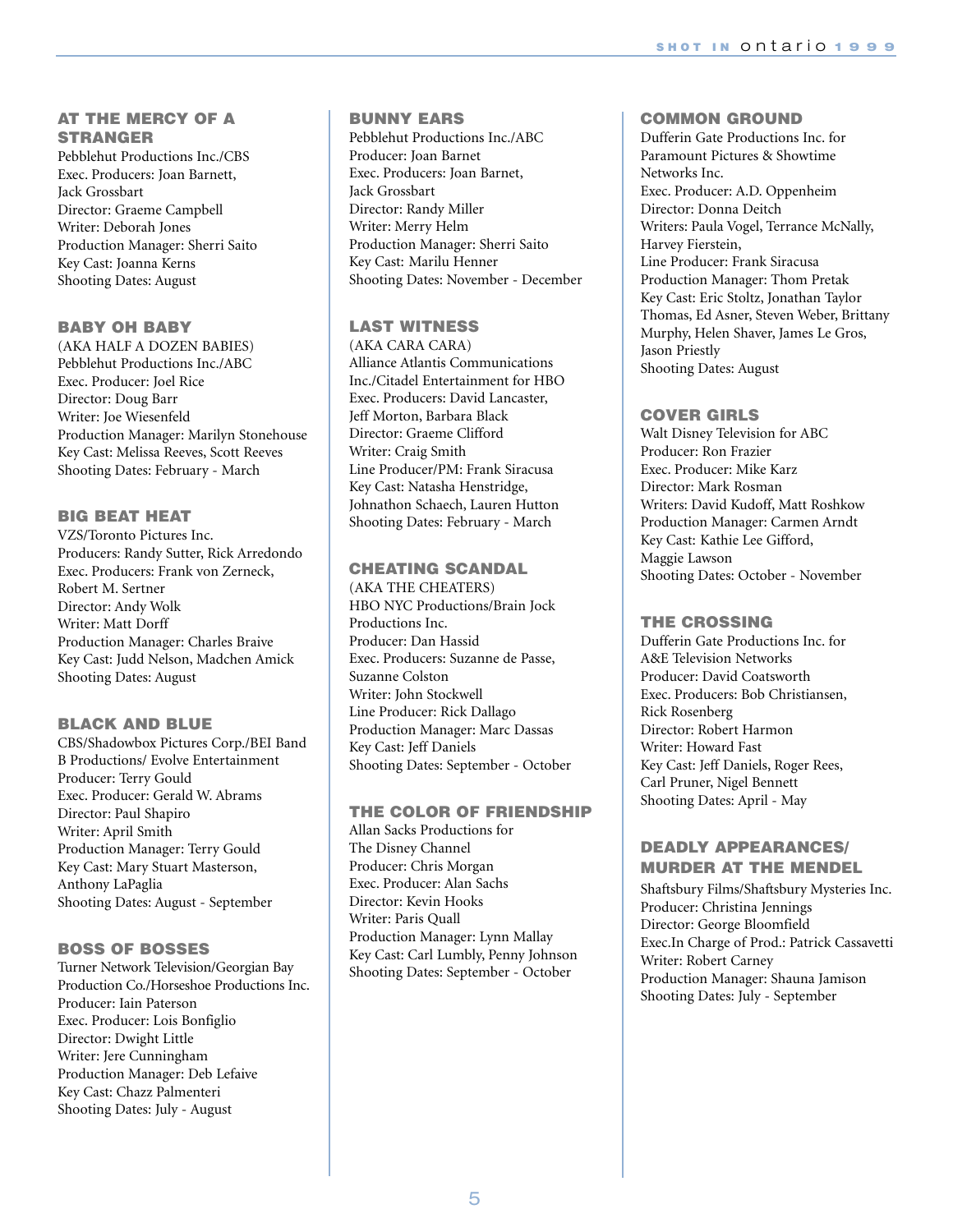### AT THE MERCY OF A STRANGER

Pebblehut Productions Inc./CBS
Exec. Producers: Joan Barnett, Jack Grossbart
Director: Graeme Campbell
Writer: Deborah Jones
Production Manager: Sherri Saito
Key Cast: Joanna Kerns
Shooting Dates: August

### BABY OH BABY

(AKA HALF A DOZEN BABIES)
Pebblehut Productions Inc./ABC
Exec. Producer: Joel Rice
Director: Doug Barr
Writer: Joe Wiesenfeld
Production Manager: Marilyn Stonehouse
Key Cast: Melissa Reeves, Scott Reeves
Shooting Dates: February - March

### BIG BEAT HEAT

VZS/Toronto Pictures Inc.
Producers: Randy Sutter, Rick Arredondo
Exec. Producers: Frank von Zerneck, Robert M. Sertner
Director: Andy Wolk
Writer: Matt Dorff
Production Manager: Charles Braive
Key Cast: Judd Nelson, Madchen Amick
Shooting Dates: August

### BLACK AND BLUE

CBS/Shadowbox Pictures Corp./BEI Band B Productions/ Evolve Entertainment
Producer: Terry Gould
Exec. Producer: Gerald W. Abrams
Director: Paul Shapiro
Writer: April Smith
Production Manager: Terry Gould
Key Cast: Mary Stuart Masterson, Anthony LaPaglia
Shooting Dates: August - September

### BOSS OF BOSSES

Turner Network Television/Georgian Bay Production Co./Horseshoe Productions Inc.
Producer: Iain Paterson
Exec. Producer: Lois Bonfiglio
Director: Dwight Little
Writer: Jere Cunningham
Production Manager: Deb Lefaive
Key Cast: Chazz Palmenteri
Shooting Dates: July - August

### BUNNY EARS

Pebblehut Productions Inc./ABC
Producer: Joan Barnet
Exec. Producers: Joan Barnet, Jack Grossbart
Director: Randy Miller
Writer: Merry Helm
Production Manager: Sherri Saito
Key Cast: Marilu Henner
Shooting Dates: November - December

### LAST WITNESS

(AKA CARA CARA)
Alliance Atlantis Communications Inc./Citadel Entertainment for HBO
Exec. Producers: David Lancaster, Jeff Morton, Barbara Black
Director: Graeme Clifford
Writer: Craig Smith
Line Producer/PM: Frank Siracusa
Key Cast: Natasha Henstridge, Johnathon Schaech, Lauren Hutton
Shooting Dates: February - March

### CHEATING SCANDAL

(AKA THE CHEATERS)
HBO NYC Productions/Brain Jock Productions Inc.
Producer: Dan Hassid
Exec. Producers: Suzanne de Passe, Suzanne Colston
Writer: John Stockwell
Line Producer: Rick Dallago
Production Manager: Marc Dassas
Key Cast: Jeff Daniels
Shooting Dates: September - October

### THE COLOR OF FRIENDSHIP

Allan Sacks Productions for The Disney Channel
Producer: Chris Morgan
Exec. Producer: Alan Sachs
Director: Kevin Hooks
Writer: Paris Quall
Production Manager: Lynn Mallay
Key Cast: Carl Lumbly, Penny Johnson
Shooting Dates: September - October

### COMMON GROUND

Dufferin Gate Productions Inc. for Paramount Pictures & Showtime Networks Inc.
Exec. Producer: A.D. Oppenheim
Director: Donna Deitch
Writers: Paula Vogel, Terrance McNally, Harvey Fierstein,
Line Producer: Frank Siracusa
Production Manager: Thom Pretak
Key Cast: Eric Stoltz, Jonathan Taylor Thomas, Ed Asner, Steven Weber, Brittany Murphy, Helen Shaver, James Le Gros, Jason Priestly
Shooting Dates: August

### COVER GIRLS

Walt Disney Television for ABC
Producer: Ron Frazier
Exec. Producer: Mike Karz
Director: Mark Rosman
Writers: David Kudoff, Matt Roshkow
Production Manager: Carmen Arndt
Key Cast: Kathie Lee Gifford, Maggie Lawson
Shooting Dates: October - November

### THE CROSSING

Dufferin Gate Productions Inc. for A&E Television Networks
Producer: David Coatsworth
Exec. Producers: Bob Christiansen, Rick Rosenberg
Director: Robert Harmon
Writer: Howard Fast
Key Cast: Jeff Daniels, Roger Rees, Carl Pruner, Nigel Bennett
Shooting Dates: April - May

### DEADLY APPEARANCES/ MURDER AT THE MENDEL

Shaftsbury Films/Shaftsbury Mysteries Inc.
Producer: Christina Jennings
Director: George Bloomfield
Exec.In Charge of Prod.: Patrick Cassavetti
Writer: Robert Carney
Production Manager: Shauna Jamison
Shooting Dates: July - September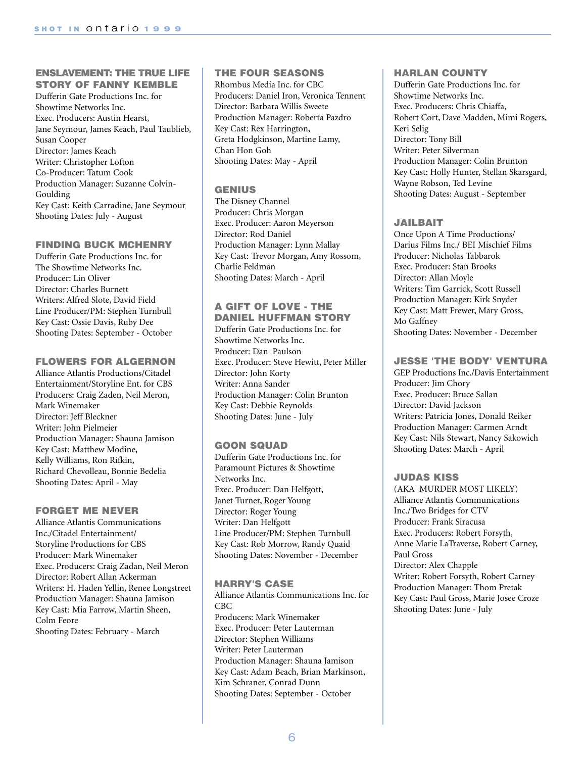### ENSLAVEMENT: THE TRUE LIFE STORY OF FANNY KEMBLE

Dufferin Gate Productions Inc. for Showtime Networks Inc.
Exec. Producers: Austin Hearst, Jane Seymour, James Keach, Paul Taublieb, Susan Cooper
Director: James Keach
Writer: Christopher Lofton
Co-Producer: Tatum Cook
Production Manager: Suzanne Colvin-Goulding
Key Cast: Keith Carradine, Jane Seymour
Shooting Dates: July - August

### FINDING BUCK MCHENRY

Dufferin Gate Productions Inc. for The Showtime Networks Inc.
Producer: Lin Oliver
Director: Charles Burnett
Writers: Alfred Slote, David Field
Line Producer/PM: Stephen Turnbull
Key Cast: Ossie Davis, Ruby Dee
Shooting Dates: September - October

### FLOWERS FOR ALGERNON

Alliance Atlantis Productions/Citadel Entertainment/Storyline Ent. for CBS
Producers: Craig Zaden, Neil Meron, Mark Winemaker
Director: Jeff Bleckner
Writer: John Pielmeier
Production Manager: Shauna Jamison
Key Cast: Matthew Modine, Kelly Williams, Ron Rifkin, Richard Chevolleau, Bonnie Bedelia
Shooting Dates: April - May

### FORGET ME NEVER

Alliance Atlantis Communications Inc./Citadel Entertainment/Storyline Productions for CBS
Producer: Mark Winemaker
Exec. Producers: Craig Zadan, Neil Meron
Director: Robert Allan Ackerman
Writers: H. Haden Yellin, Renee Longstreet
Production Manager: Shauna Jamison
Key Cast: Mia Farrow, Martin Sheen, Colm Feore
Shooting Dates: February - March

### THE FOUR SEASONS

Rhombus Media Inc. for CBC
Producers: Daniel Iron, Veronica Tennent
Director: Barbara Willis Sweete
Production Manager: Roberta Pazdro
Key Cast: Rex Harrington, Greta Hodgkinson, Martine Lamy, Chan Hon Goh
Shooting Dates: May - April

### GENIUS

The Disney Channel
Producer: Chris Morgan
Exec. Producer: Aaron Meyerson
Director: Rod Daniel
Production Manager: Lynn Mallay
Key Cast: Trevor Morgan, Amy Rossom, Charlie Feldman
Shooting Dates: March - April

### A GIFT OF LOVE - THE DANIEL HUFFMAN STORY

Dufferin Gate Productions Inc. for Showtime Networks Inc.
Producer: Dan Paulson
Exec. Producer: Steve Hewitt, Peter Miller
Director: John Korty
Writer: Anna Sander
Production Manager: Colin Brunton
Key Cast: Debbie Reynolds
Shooting Dates: June - July

### GOON SQUAD

Dufferin Gate Productions Inc. for Paramount Pictures & Showtime Networks Inc.
Exec. Producer: Dan Helfgott, Janet Turner, Roger Young
Director: Roger Young
Writer: Dan Helfgott
Line Producer/PM: Stephen Turnbull
Key Cast: Rob Morrow, Randy Quaid
Shooting Dates: November - December

### HARRY'S CASE

Alliance Atlantis Communications Inc. for CBC
Producers: Mark Winemaker
Exec. Producer: Peter Lauterman
Director: Stephen Williams
Writer: Peter Lauterman
Production Manager: Shauna Jamison
Key Cast: Adam Beach, Brian Markinson, Kim Schraner, Conrad Dunn
Shooting Dates: September - October

### HARLAN COUNTY

Dufferin Gate Productions Inc. for Showtime Networks Inc.
Exec. Producers: Chris Chiaffa, Robert Cort, Dave Madden, Mimi Rogers, Keri Selig
Director: Tony Bill
Writer: Peter Silverman
Production Manager: Colin Brunton
Key Cast: Holly Hunter, Stellan Skarsgard, Wayne Robson, Ted Levine
Shooting Dates: August - September

### JAILBAIT

Once Upon A Time Productions/Darius Films Inc./ BEI Mischief Films
Producer: Nicholas Tabbarok
Exec. Producer: Stan Brooks
Director: Allan Moyle
Writers: Tim Garrick, Scott Russell
Production Manager: Kirk Snyder
Key Cast: Matt Frewer, Mary Gross, Mo Gaffney
Shooting Dates: November - December

### JESSE 'THE BODY' VENTURA

GEP Productions Inc./Davis Entertainment
Producer: Jim Chory
Exec. Producer: Bruce Sallan
Director: David Jackson
Writers: Patricia Jones, Donald Reiker
Production Manager: Carmen Arndt
Key Cast: Nils Stewart, Nancy Sakowich
Shooting Dates: March - April

### JUDAS KISS

(AKA MURDER MOST LIKELY)
Alliance Atlantis Communications Inc./Two Bridges for CTV
Producer: Frank Siracusa
Exec. Producers: Robert Forsyth, Anne Marie LaTraverse, Robert Carney, Paul Gross
Director: Alex Chapple
Writer: Robert Forsyth, Robert Carney
Production Manager: Thom Pretak
Key Cast: Paul Gross, Marie Josee Croze
Shooting Dates: June - July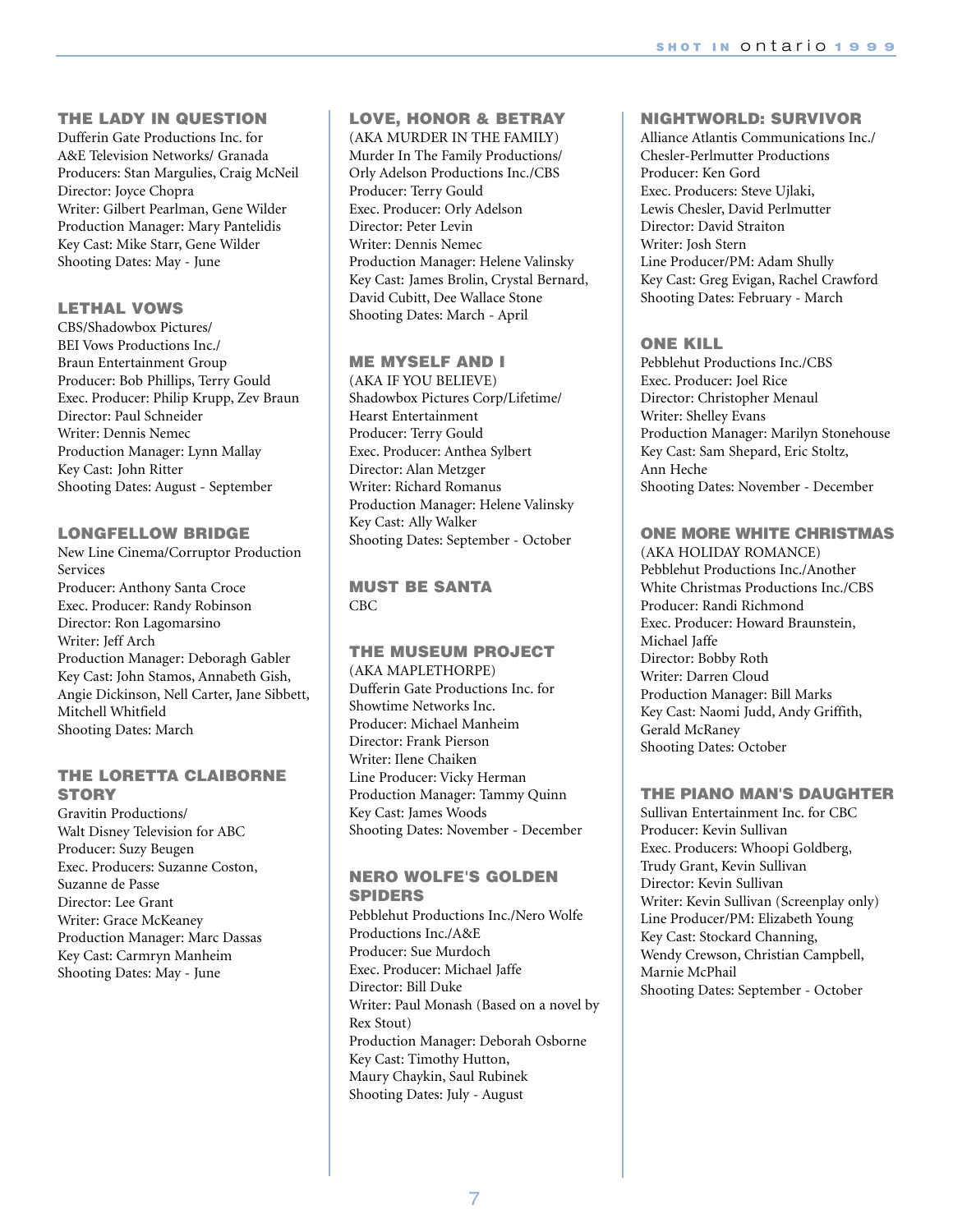### THE LADY IN QUESTION

Dufferin Gate Productions Inc. for A&E Television Networks/ Granada
Producers: Stan Margulies, Craig McNeil
Director: Joyce Chopra
Writer: Gilbert Pearlman, Gene Wilder
Production Manager: Mary Pantelidis
Key Cast: Mike Starr, Gene Wilder
Shooting Dates: May - June

### LETHAL VOWS

CBS/Shadowbox Pictures/ BEI Vows Productions Inc./ Braun Entertainment Group
Producer: Bob Phillips, Terry Gould
Exec. Producer: Philip Krupp, Zev Braun
Director: Paul Schneider
Writer: Dennis Nemec
Production Manager: Lynn Mallay
Key Cast: John Ritter
Shooting Dates: August - September

### LONGFELLOW BRIDGE

New Line Cinema/Corruptor Production Services
Producer: Anthony Santa Croce
Exec. Producer: Randy Robinson
Director: Ron Lagomarsino
Writer: Jeff Arch
Production Manager: Deboragh Gabler
Key Cast: John Stamos, Annabeth Gish, Angie Dickinson, Nell Carter, Jane Sibbett, Mitchell Whitfield
Shooting Dates: March

### THE LORETTA CLAIBORNE STORY

Gravitin Productions/ Walt Disney Television for ABC
Producer: Suzy Beugen
Exec. Producers: Suzanne Coston, Suzanne de Passe
Director: Lee Grant
Writer: Grace McKeaney
Production Manager: Marc Dassas
Key Cast: Carmryn Manheim
Shooting Dates: May - June

### LOVE, HONOR & BETRAY

(AKA MURDER IN THE FAMILY)
Murder In The Family Productions/ Orly Adelson Productions Inc./CBS
Producer: Terry Gould
Exec. Producer: Orly Adelson
Director: Peter Levin
Writer: Dennis Nemec
Production Manager: Helene Valinsky
Key Cast: James Brolin, Crystal Bernard, David Cubitt, Dee Wallace Stone
Shooting Dates: March - April

### ME MYSELF AND I

(AKA IF YOU BELIEVE)
Shadowbox Pictures Corp/Lifetime/ Hearst Entertainment
Producer: Terry Gould
Exec. Producer: Anthea Sylbert
Director: Alan Metzger
Writer: Richard Romanus
Production Manager: Helene Valinsky
Key Cast: Ally Walker
Shooting Dates: September - October

### MUST BE SANTA

CBC

### THE MUSEUM PROJECT

(AKA MAPLETHORPE)
Dufferin Gate Productions Inc. for Showtime Networks Inc.
Producer: Michael Manheim
Director: Frank Pierson
Writer: Ilene Chaiken
Line Producer: Vicky Herman
Production Manager: Tammy Quinn
Key Cast: James Woods
Shooting Dates: November - December

### NERO WOLFE'S GOLDEN SPIDERS

Pebblehut Productions Inc./Nero Wolfe Productions Inc./A&E
Producer: Sue Murdoch
Exec. Producer: Michael Jaffe
Director: Bill Duke
Writer: Paul Monash (Based on a novel by Rex Stout)
Production Manager: Deborah Osborne
Key Cast: Timothy Hutton, Maury Chaykin, Saul Rubinek
Shooting Dates: July - August

### NIGHTWORLD: SURVIVOR

Alliance Atlantis Communications Inc./ Chesler-Perlmutter Productions
Producer: Ken Gord
Exec. Producers: Steve Ujlaki, Lewis Chesler, David Perlmutter
Director: David Straiton
Writer: Josh Stern
Line Producer/PM: Adam Shully
Key Cast: Greg Evigan, Rachel Crawford
Shooting Dates: February - March

### ONE KILL

Pebblehut Productions Inc./CBS
Exec. Producer: Joel Rice
Director: Christopher Menaul
Writer: Shelley Evans
Production Manager: Marilyn Stonehouse
Key Cast: Sam Shepard, Eric Stoltz, Ann Heche
Shooting Dates: November - December

### ONE MORE WHITE CHRISTMAS

(AKA HOLIDAY ROMANCE)
Pebblehut Productions Inc./Another White Christmas Productions Inc./CBS
Producer: Randi Richmond
Exec. Producer: Howard Braunstein, Michael Jaffe
Director: Bobby Roth
Writer: Darren Cloud
Production Manager: Bill Marks
Key Cast: Naomi Judd, Andy Griffith, Gerald McRaney
Shooting Dates: October

### THE PIANO MAN'S DAUGHTER

Sullivan Entertainment Inc. for CBC
Producer: Kevin Sullivan
Exec. Producers: Whoopi Goldberg, Trudy Grant, Kevin Sullivan
Director: Kevin Sullivan
Writer: Kevin Sullivan (Screenplay only)
Line Producer/PM: Elizabeth Young
Key Cast: Stockard Channing, Wendy Crewson, Christian Campbell, Marnie McPhail
Shooting Dates: September - October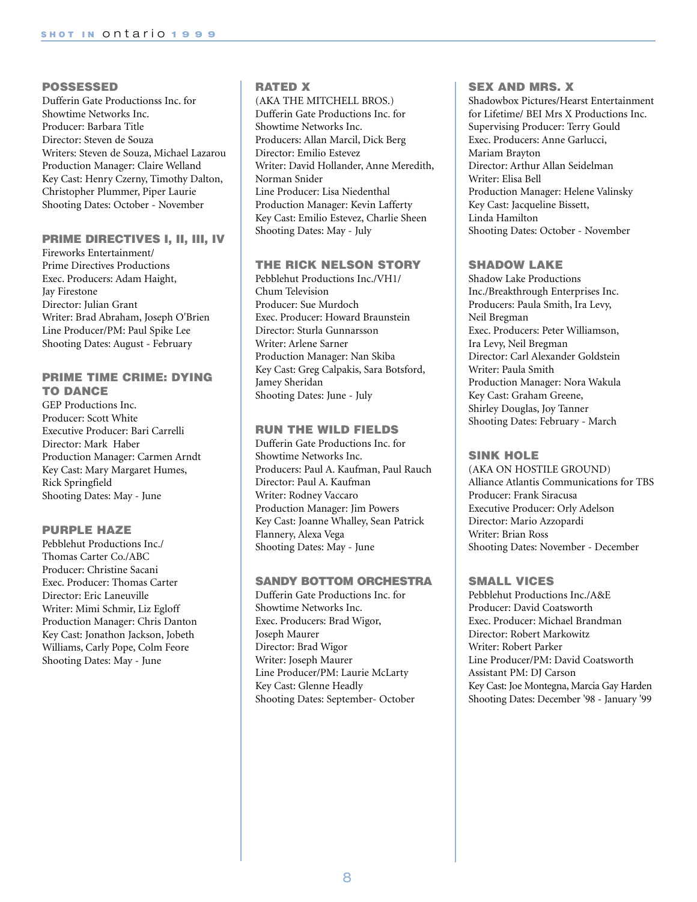### POSSESSED

Dufferin Gate Productionss Inc. for Showtime Networks Inc.
Producer: Barbara Title
Director: Steven de Souza
Writers: Steven de Souza, Michael Lazarou
Production Manager: Claire Welland
Key Cast: Henry Czerny, Timothy Dalton, Christopher Plummer, Piper Laurie
Shooting Dates: October - November

### PRIME DIRECTIVES I, II, III, IV

Fireworks Entertainment/ Prime Directives Productions
Exec. Producers: Adam Haight, Jay Firestone
Director: Julian Grant
Writer: Brad Abraham, Joseph O'Brien
Line Producer/PM: Paul Spike Lee
Shooting Dates: August - February

### PRIME TIME CRIME: DYING TO DANCE

GEP Productions Inc.
Producer: Scott White
Executive Producer: Bari Carrelli
Director: Mark Haber
Production Manager: Carmen Arndt
Key Cast: Mary Margaret Humes, Rick Springfield
Shooting Dates: May - June

### PURPLE HAZE

Pebblehut Productions Inc./ Thomas Carter Co./ABC
Producer: Christine Sacani
Exec. Producer: Thomas Carter
Director: Eric Laneuville
Writer: Mimi Schmir, Liz Egloff
Production Manager: Chris Danton
Key Cast: Jonathon Jackson, Jobeth Williams, Carly Pope, Colm Feore
Shooting Dates: May - June

### RATED X

(AKA THE MITCHELL BROS.)
Dufferin Gate Productions Inc. for Showtime Networks Inc.
Producers: Allan Marcil, Dick Berg
Director: Emilio Estevez
Writer: David Hollander, Anne Meredith, Norman Snider
Line Producer: Lisa Niedenthal
Production Manager: Kevin Lafferty
Key Cast: Emilio Estevez, Charlie Sheen
Shooting Dates: May - July

### THE RICK NELSON STORY

Pebblehut Productions Inc./VH1/ Chum Television
Producer: Sue Murdoch
Exec. Producer: Howard Braunstein
Director: Sturla Gunnarsson
Writer: Arlene Sarner
Production Manager: Nan Skiba
Key Cast: Greg Calpakis, Sara Botsford, Jamey Sheridan
Shooting Dates: June - July

### RUN THE WILD FIELDS

Dufferin Gate Productions Inc. for Showtime Networks Inc.
Producers: Paul A. Kaufman, Paul Rauch
Director: Paul A. Kaufman
Writer: Rodney Vaccaro
Production Manager: Jim Powers
Key Cast: Joanne Whalley, Sean Patrick Flannery, Alexa Vega
Shooting Dates: May - June

### SANDY BOTTOM ORCHESTRA

Dufferin Gate Productions Inc. for Showtime Networks Inc.
Exec. Producers: Brad Wigor, Joseph Maurer
Director: Brad Wigor
Writer: Joseph Maurer
Line Producer/PM: Laurie McLarty
Key Cast: Glenne Headly
Shooting Dates: September- October

### SEX AND MRS. X

Shadowbox Pictures/Hearst Entertainment for Lifetime/ BEI Mrs X Productions Inc.
Supervising Producer: Terry Gould
Exec. Producers: Anne Garlucci, Mariam Brayton
Director: Arthur Allan Seidelman
Writer: Elisa Bell
Production Manager: Helene Valinsky
Key Cast: Jacqueline Bissett, Linda Hamilton
Shooting Dates: October - November

### SHADOW LAKE

Shadow Lake Productions Inc./Breakthrough Enterprises Inc.
Producers: Paula Smith, Ira Levy, Neil Bregman
Exec. Producers: Peter Williamson, Ira Levy, Neil Bregman
Director: Carl Alexander Goldstein
Writer: Paula Smith
Production Manager: Nora Wakula
Key Cast: Graham Greene, Shirley Douglas, Joy Tanner
Shooting Dates: February - March

### SINK HOLE

(AKA ON HOSTILE GROUND)
Alliance Atlantis Communications for TBS
Producer: Frank Siracusa
Executive Producer: Orly Adelson
Director: Mario Azzopardi
Writer: Brian Ross
Shooting Dates: November - December

### SMALL VICES

Pebblehut Productions Inc./A&E
Producer: David Coatsworth
Exec. Producer: Michael Brandman
Director: Robert Markowitz
Writer: Robert Parker
Line Producer/PM: David Coatsworth
Assistant PM: DJ Carson
Key Cast: Joe Montegna, Marcia Gay Harden
Shooting Dates: December '98 - January '99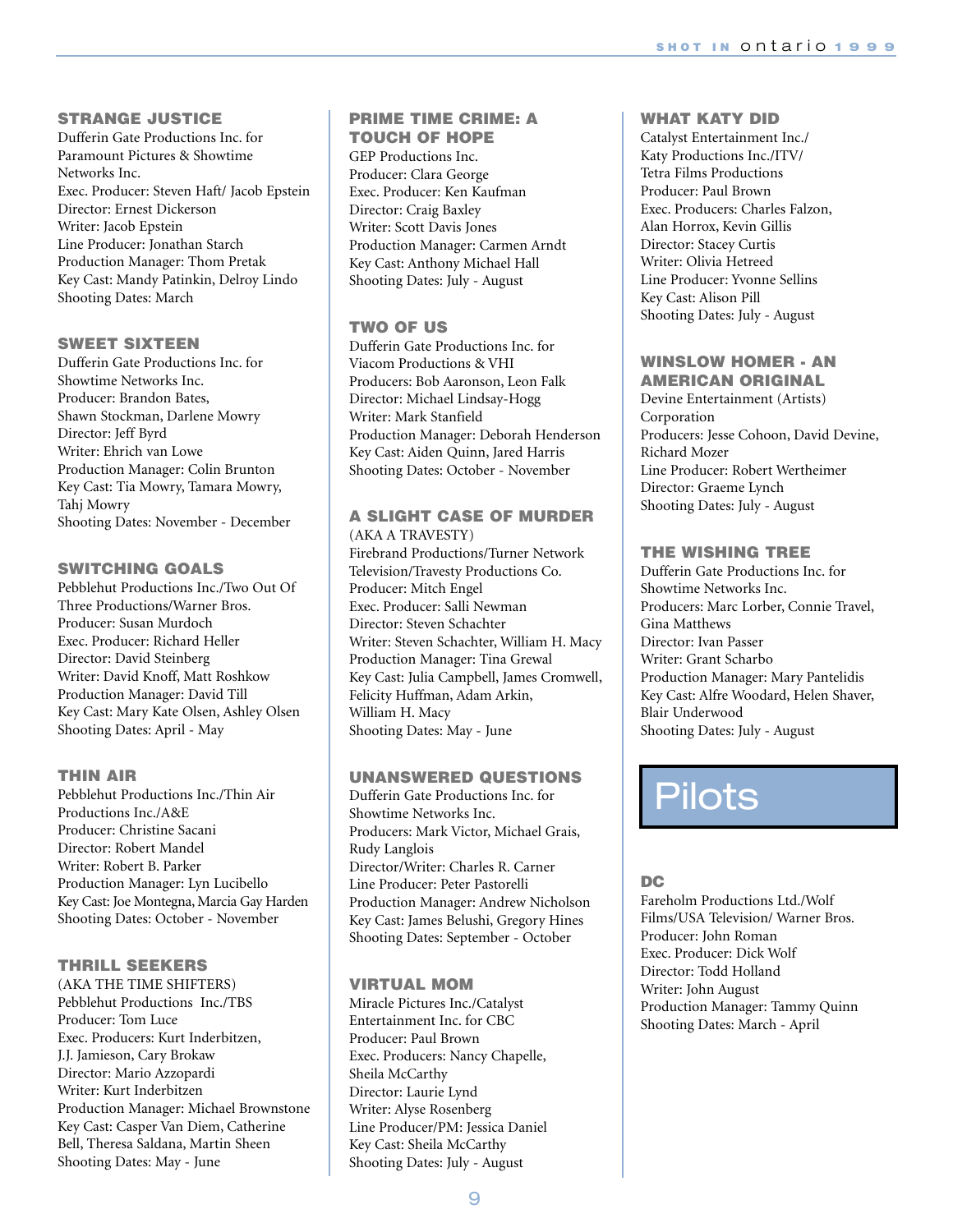### STRANGE JUSTICE

Dufferin Gate Productions Inc. for Paramount Pictures & Showtime Networks Inc.
Exec. Producer: Steven Haft/ Jacob Epstein
Director: Ernest Dickerson
Writer: Jacob Epstein
Line Producer: Jonathan Starch
Production Manager: Thom Pretak
Key Cast: Mandy Patinkin, Delroy Lindo
Shooting Dates: March

### SWEET SIXTEEN

Dufferin Gate Productions Inc. for Showtime Networks Inc.
Producer: Brandon Bates, Shawn Stockman, Darlene Mowry
Director: Jeff Byrd
Writer: Ehrich van Lowe
Production Manager: Colin Brunton
Key Cast: Tia Mowry, Tamara Mowry, Tahj Mowry
Shooting Dates: November - December

### SWITCHING GOALS

Pebblehut Productions Inc./Two Out Of Three Productions/Warner Bros.
Producer: Susan Murdoch
Exec. Producer: Richard Heller
Director: David Steinberg
Writer: David Knoff, Matt Roshkow
Production Manager: David Till
Key Cast: Mary Kate Olsen, Ashley Olsen
Shooting Dates: April - May

### THIN AIR

Pebblehut Productions Inc./Thin Air Productions Inc./A&E
Producer: Christine Sacani
Director: Robert Mandel
Writer: Robert B. Parker
Production Manager: Lyn Lucibello
Key Cast: Joe Montegna, Marcia Gay Harden
Shooting Dates: October - November

### THRILL SEEKERS

(AKA THE TIME SHIFTERS)
Pebblehut Productions Inc./TBS
Producer: Tom Luce
Exec. Producers: Kurt Inderbitzen, J.J. Jamieson, Cary Brokaw
Director: Mario Azzopardi
Writer: Kurt Inderbitzen
Production Manager: Michael Brownstone
Key Cast: Casper Van Diem, Catherine Bell, Theresa Saldana, Martin Sheen
Shooting Dates: May - June

### PRIME TIME CRIME: A TOUCH OF HOPE

GEP Productions Inc.
Producer: Clara George
Exec. Producer: Ken Kaufman
Director: Craig Baxley
Writer: Scott Davis Jones
Production Manager: Carmen Arndt
Key Cast: Anthony Michael Hall
Shooting Dates: July - August

### TWO OF US

Dufferin Gate Productions Inc. for Viacom Productions & VHI
Producers: Bob Aaronson, Leon Falk
Director: Michael Lindsay-Hogg
Writer: Mark Stanfield
Production Manager: Deborah Henderson
Key Cast: Aiden Quinn, Jared Harris
Shooting Dates: October - November

### A SLIGHT CASE OF MURDER

(AKA A TRAVESTY)
Firebrand Productions/Turner Network Television/Travesty Productions Co.
Producer: Mitch Engel
Exec. Producer: Salli Newman
Director: Steven Schachter
Writer: Steven Schachter, William H. Macy
Production Manager: Tina Grewal
Key Cast: Julia Campbell, James Cromwell, Felicity Huffman, Adam Arkin, William H. Macy
Shooting Dates: May - June

### UNANSWERED QUESTIONS

Dufferin Gate Productions Inc. for Showtime Networks Inc.
Producers: Mark Victor, Michael Grais, Rudy Langlois
Director/Writer: Charles R. Carner
Line Producer: Peter Pastorelli
Production Manager: Andrew Nicholson
Key Cast: James Belushi, Gregory Hines
Shooting Dates: September - October

### VIRTUAL MOM

Miracle Pictures Inc./Catalyst Entertainment Inc. for CBC
Producer: Paul Brown
Exec. Producers: Nancy Chapelle, Sheila McCarthy
Director: Laurie Lynd
Writer: Alyse Rosenberg
Line Producer/PM: Jessica Daniel
Key Cast: Sheila McCarthy
Shooting Dates: July - August

### WHAT KATY DID

Catalyst Entertainment Inc./Katy Productions Inc./ITV/Tetra Films Productions
Producer: Paul Brown
Exec. Producers: Charles Falzon, Alan Horrox, Kevin Gillis
Director: Stacey Curtis
Writer: Olivia Hetreed
Line Producer: Yvonne Sellins
Key Cast: Alison Pill
Shooting Dates: July - August

### WINSLOW HOMER - AN AMERICAN ORIGINAL

Devine Entertainment (Artists) Corporation
Producers: Jesse Cohoon, David Devine, Richard Mozer
Line Producer: Robert Wertheimer
Director: Graeme Lynch
Shooting Dates: July - August

### THE WISHING TREE

Dufferin Gate Productions Inc. for Showtime Networks Inc.
Producers: Marc Lorber, Connie Travel, Gina Matthews
Director: Ivan Passer
Writer: Grant Scharbo
Production Manager: Mary Pantelidis
Key Cast: Alfre Woodard, Helen Shaver, Blair Underwood
Shooting Dates: July - August

## Pilots

### DC

Fareholm Productions Ltd./Wolf Films/USA Television/ Warner Bros.
Producer: John Roman
Exec. Producer: Dick Wolf
Director: Todd Holland
Writer: John August
Production Manager: Tammy Quinn
Shooting Dates: March - April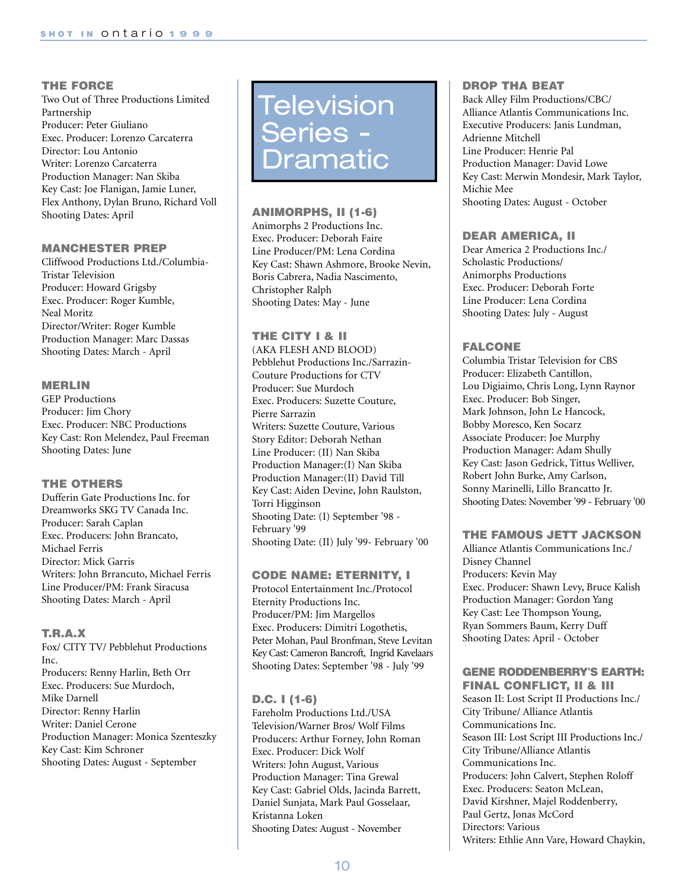### THE FORCE

Two Out of Three Productions Limited Partnership
Producer: Peter Giuliano
Exec. Producer: Lorenzo Carcaterra
Director: Lou Antonio
Writer: Lorenzo Carcaterra
Production Manager: Nan Skiba
Key Cast: Joe Flanigan, Jamie Luner, Flex Anthony, Dylan Bruno, Richard Voll
Shooting Dates: April

### MANCHESTER PREP

Cliffwood Productions Ltd./Columbia-Tristar Television
Producer: Howard Grigsby
Exec. Producer: Roger Kumble, Neal Moritz
Director/Writer: Roger Kumble
Production Manager: Marc Dassas
Shooting Dates: March - April

### MERLIN

GEP Productions
Producer: Jim Chory
Exec. Producer: NBC Productions
Key Cast: Ron Melendez, Paul Freeman
Shooting Dates: June

### THE OTHERS

Dufferin Gate Productions Inc. for Dreamworks SKG TV Canada Inc.
Producer: Sarah Caplan
Exec. Producers: John Brancato, Michael Ferris
Director: Mick Garris
Writers: John Brrancuto, Michael Ferris
Line Producer/PM: Frank Siracusa
Shooting Dates: March - April

### T.R.A.X

Fox/ CITY TV/ Pebblehut Productions Inc.
Producers: Renny Harlin, Beth Orr
Exec. Producers: Sue Murdoch, Mike Darnell
Director: Renny Harlin
Writer: Daniel Cerone
Production Manager: Monica Szenteszky
Key Cast: Kim Schroner
Shooting Dates: August - September

## Television Series - Dramatic

### ANIMORPHS, II (1-6)

Animorphs 2 Productions Inc.
Exec. Producer: Deborah Faire
Line Producer/PM: Lena Cordina
Key Cast: Shawn Ashmore, Brooke Nevin, Boris Cabrera, Nadia Nascimento, Christopher Ralph
Shooting Dates: May - June

### THE CITY I & II

(AKA FLESH AND BLOOD)
Pebblehut Productions Inc./Sarrazin-Couture Productions for CTV
Producer: Sue Murdoch
Exec. Producers: Suzette Couture, Pierre Sarrazin
Writers: Suzette Couture, Various
Story Editor: Deborah Nethan
Line Producer: (II) Nan Skiba
Production Manager:(I) Nan Skiba
Production Manager:(II) David Till
Key Cast: Aiden Devine, John Raulston, Torri Higginson
Shooting Date: (I) September '98 - February '99
Shooting Date: (II) July '99- February '00

### CODE NAME: ETERNITY, I

Protocol Entertainment Inc./Protocol Eternity Productions Inc.
Producer/PM: Jim Margellos
Exec. Producers: Dimitri Logothetis, Peter Mohan, Paul Bronfman, Steve Levitan
Key Cast: Cameron Bancroft, Ingrid Kavelaars
Shooting Dates: September '98 - July '99

### D.C. I (1-6)

Fareholm Productions Ltd./USA Television/Warner Bros/ Wolf Films
Producers: Arthur Forney, John Roman
Exec. Producer: Dick Wolf
Writers: John August, Various
Production Manager: Tina Grewal
Key Cast: Gabriel Olds, Jacinda Barrett, Daniel Sunjata, Mark Paul Gosselaar, Kristanna Loken
Shooting Dates: August - November

### DROP THA BEAT

Back Alley Film Productions/CBC/ Alliance Atlantis Communications Inc.
Executive Producers: Janis Lundman, Adrienne Mitchell
Line Producer: Henrie Pal
Production Manager: David Lowe
Key Cast: Merwin Mondesir, Mark Taylor, Michie Mee
Shooting Dates: August - October

### DEAR AMERICA, II

Dear America 2 Productions Inc./ Scholastic Productions/ Animorphs Productions
Exec. Producer: Deborah Forte
Line Producer: Lena Cordina
Shooting Dates: July - August

### FALCONE

Columbia Tristar Television for CBS
Producer: Elizabeth Cantillon, Lou Digiaimo, Chris Long, Lynn Raynor
Exec. Producer: Bob Singer, Mark Johnson, John Le Hancock, Bobby Moresco, Ken Socarz
Associate Producer: Joe Murphy
Production Manager: Adam Shully
Key Cast: Jason Gedrick, Tittus Welliver, Robert John Burke, Amy Carlson, Sonny Marinelli, Lillo Brancatto Jr.
Shooting Dates: November '99 - February '00

### THE FAMOUS JETT JACKSON

Alliance Atlantis Communications Inc./ Disney Channel
Producers: Kevin May
Exec. Producer: Shawn Levy, Bruce Kalish
Production Manager: Gordon Yang
Key Cast: Lee Thompson Young, Ryan Sommers Baum, Kerry Duff
Shooting Dates: April - October

### GENE RODDENBERRY'S EARTH: FINAL CONFLICT, II & III

Season II: Lost Script II Productions Inc./ City Tribune/ Alliance Atlantis Communications Inc.
Season III: Lost Script III Productions Inc./ City Tribune/Alliance Atlantis Communications Inc.
Producers: John Calvert, Stephen Roloff
Exec. Producers: Seaton McLean, David Kirshner, Majel Roddenberry, Paul Gertz, Jonas McCord
Directors: Various
Writers: Ethlie Ann Vare, Howard Chaykin,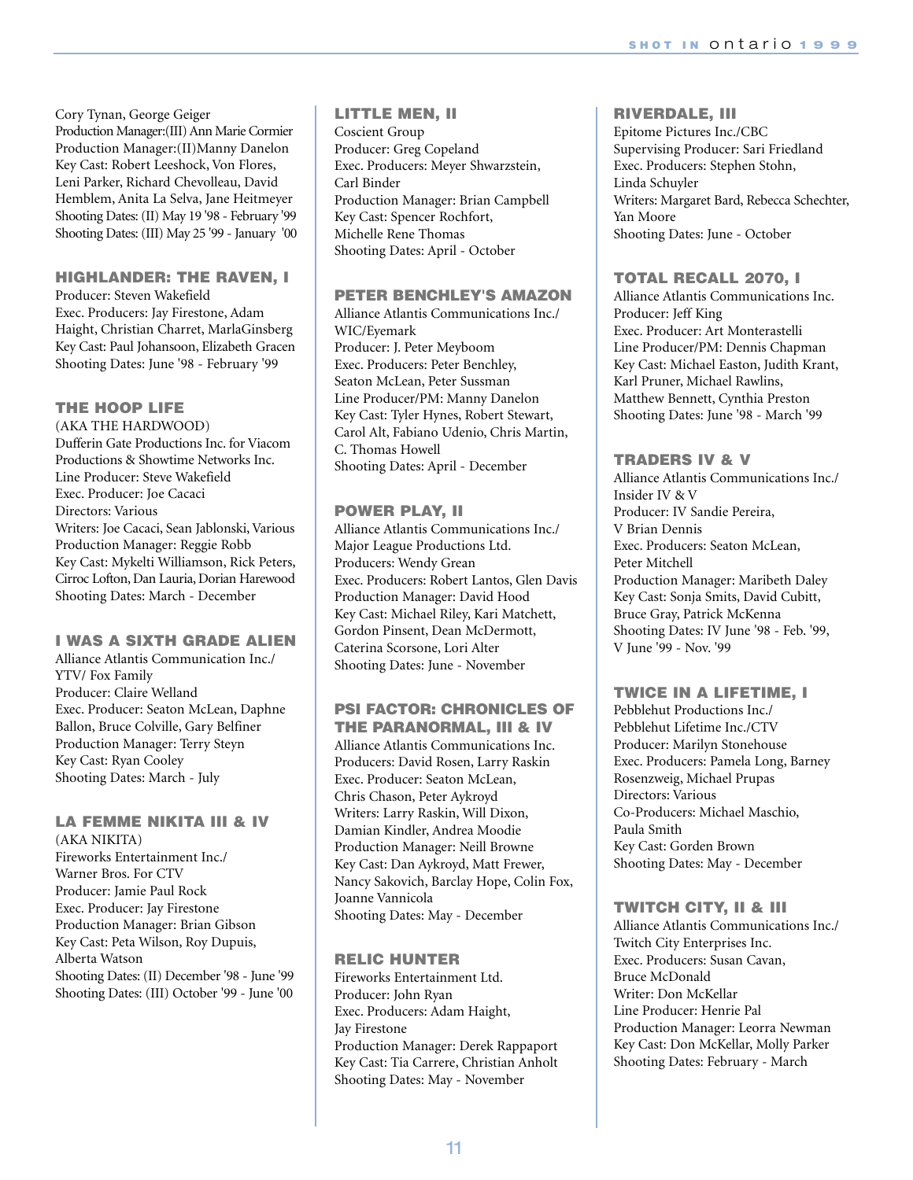Cory Tynan, George Geiger
Production Manager:(III) Ann Marie Cormier
Production Manager:(II)Manny Danelon
Key Cast: Robert Leeshock, Von Flores, Leni Parker, Richard Chevolleau, David Hemblem, Anita La Selva, Jane Heitmeyer
Shooting Dates: (II) May 19 '98 - February '99
Shooting Dates: (III) May 25 '99 - January '00

### HIGHLANDER: THE RAVEN, I

Producer: Steven Wakefield
Exec. Producers: Jay Firestone, Adam Haight, Christian Charret, MarlaGinsberg
Key Cast: Paul Johansoon, Elizabeth Gracen
Shooting Dates: June '98 - February '99

### THE HOOP LIFE

(AKA THE HARDWOOD)
Dufferin Gate Productions Inc. for Viacom Productions & Showtime Networks Inc.
Line Producer: Steve Wakefield
Exec. Producer: Joe Cacaci
Directors: Various
Writers: Joe Cacaci, Sean Jablonski, Various
Production Manager: Reggie Robb
Key Cast: Mykelti Williamson, Rick Peters, Cirroc Lofton, Dan Lauria, Dorian Harewood
Shooting Dates: March - December

### I WAS A SIXTH GRADE ALIEN

Alliance Atlantis Communication Inc./ YTV/ Fox Family
Producer: Claire Welland
Exec. Producer: Seaton McLean, Daphne Ballon, Bruce Colville, Gary Belfiner
Production Manager: Terry Steyn
Key Cast: Ryan Cooley
Shooting Dates: March - July

### LA FEMME NIKITA III & IV

(AKA NIKITA)
Fireworks Entertainment Inc./ Warner Bros. For CTV
Producer: Jamie Paul Rock
Exec. Producer: Jay Firestone
Production Manager: Brian Gibson
Key Cast: Peta Wilson, Roy Dupuis, Alberta Watson
Shooting Dates: (II) December '98 - June '99
Shooting Dates: (III) October '99 - June '00

### LITTLE MEN, II

Coscient Group
Producer: Greg Copeland
Exec. Producers: Meyer Shwarzstein, Carl Binder
Production Manager: Brian Campbell
Key Cast: Spencer Rochfort, Michelle Rene Thomas
Shooting Dates: April - October

### PETER BENCHLEY'S AMAZON

Alliance Atlantis Communications Inc./ WIC/Eyemark
Producer: J. Peter Meyboom
Exec. Producers: Peter Benchley, Seaton McLean, Peter Sussman
Line Producer/PM: Manny Danelon
Key Cast: Tyler Hynes, Robert Stewart, Carol Alt, Fabiano Udenio, Chris Martin, C. Thomas Howell
Shooting Dates: April - December

### POWER PLAY, II

Alliance Atlantis Communications Inc./ Major League Productions Ltd.
Producers: Wendy Grean
Exec. Producers: Robert Lantos, Glen Davis
Production Manager: David Hood
Key Cast: Michael Riley, Kari Matchett, Gordon Pinsent, Dean McDermott, Caterina Scorsone, Lori Alter
Shooting Dates: June - November

### PSI FACTOR: CHRONICLES OF THE PARANORMAL, III & IV

Alliance Atlantis Communications Inc.
Producers: David Rosen, Larry Raskin
Exec. Producer: Seaton McLean, Chris Chason, Peter Aykroyd
Writers: Larry Raskin, Will Dixon, Damian Kindler, Andrea Moodie
Production Manager: Neill Browne
Key Cast: Dan Aykroyd, Matt Frewer, Nancy Sakovich, Barclay Hope, Colin Fox, Joanne Vannicola
Shooting Dates: May - December

### RELIC HUNTER

Fireworks Entertainment Ltd.
Producer: John Ryan
Exec. Producers: Adam Haight, Jay Firestone
Production Manager: Derek Rappaport
Key Cast: Tia Carrere, Christian Anholt
Shooting Dates: May - November

### RIVERDALE, III

Epitome Pictures Inc./CBC
Supervising Producer: Sari Friedland
Exec. Producers: Stephen Stohn, Linda Schuyler
Writers: Margaret Bard, Rebecca Schechter, Yan Moore
Shooting Dates: June - October

### TOTAL RECALL 2070, I

Alliance Atlantis Communications Inc.
Producer: Jeff King
Exec. Producer: Art Monterastelli
Line Producer/PM: Dennis Chapman
Key Cast: Michael Easton, Judith Krant, Karl Pruner, Michael Rawlins, Matthew Bennett, Cynthia Preston
Shooting Dates: June '98 - March '99

### TRADERS IV & V

Alliance Atlantis Communications Inc./ Insider IV & V
Producer: IV Sandie Pereira, V Brian Dennis
Exec. Producers: Seaton McLean, Peter Mitchell
Production Manager: Maribeth Daley
Key Cast: Sonja Smits, David Cubitt, Bruce Gray, Patrick McKenna
Shooting Dates: IV June '98 - Feb. '99, V June '99 - Nov. '99

### TWICE IN A LIFETIME, I

Pebblehut Productions Inc./ Pebblehut Lifetime Inc./CTV
Producer: Marilyn Stonehouse
Exec. Producers: Pamela Long, Barney Rosenzweig, Michael Prupas
Directors: Various
Co-Producers: Michael Maschio, Paula Smith
Key Cast: Gorden Brown
Shooting Dates: May - December

### TWITCH CITY, II & III

Alliance Atlantis Communications Inc./ Twitch City Enterprises Inc.
Exec. Producers: Susan Cavan, Bruce McDonald
Writer: Don McKellar
Line Producer: Henrie Pal
Production Manager: Leorra Newman
Key Cast: Don McKellar, Molly Parker
Shooting Dates: February - March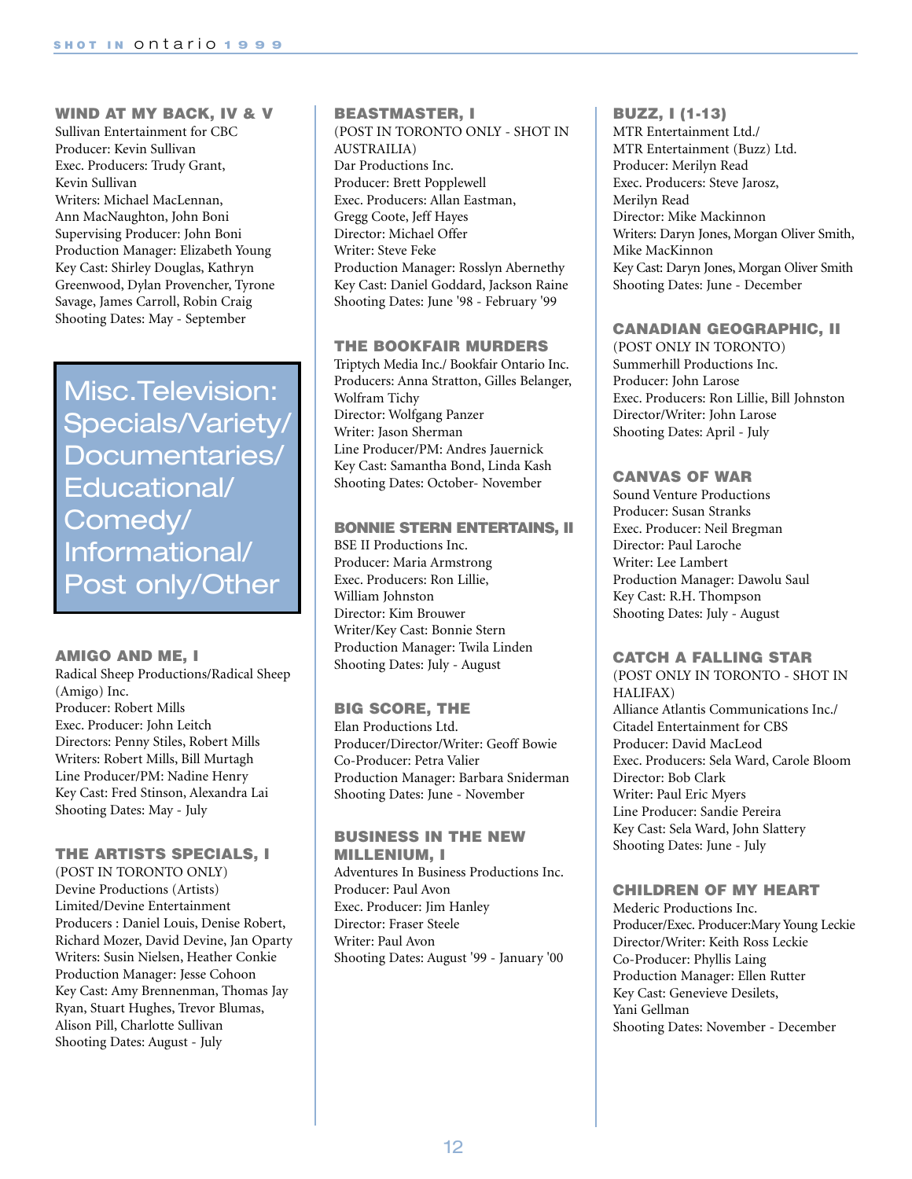### WIND AT MY BACK, IV & V

Sullivan Entertainment for CBC
Producer: Kevin Sullivan
Exec. Producers: Trudy Grant, Kevin Sullivan
Writers: Michael MacLennan, Ann MacNaughton, John Boni
Supervising Producer: John Boni
Production Manager: Elizabeth Young
Key Cast: Shirley Douglas, Kathryn Greenwood, Dylan Provencher, Tyrone Savage, James Carroll, Robin Craig
Shooting Dates: May - September

## Misc.Television: Specials/Variety/ Documentaries/ Educational/ Comedy/ Informational/ Post only/Other

### AMIGO AND ME, I

Radical Sheep Productions/Radical Sheep (Amigo) Inc.
Producer: Robert Mills
Exec. Producer: John Leitch
Directors: Penny Stiles, Robert Mills
Writers: Robert Mills, Bill Murtagh
Line Producer/PM: Nadine Henry
Key Cast: Fred Stinson, Alexandra Lai
Shooting Dates: May - July

### THE ARTISTS SPECIALS, I

(POST IN TORONTO ONLY)
Devine Productions (Artists) Limited/Devine Entertainment
Producers : Daniel Louis, Denise Robert, Richard Mozer, David Devine, Jan Oparty
Writers: Susin Nielsen, Heather Conkie
Production Manager: Jesse Cohoon
Key Cast: Amy Brennenman, Thomas Jay Ryan, Stuart Hughes, Trevor Blumas, Alison Pill, Charlotte Sullivan
Shooting Dates: August - July

### BEASTMASTER, I

(POST IN TORONTO ONLY - SHOT IN AUSTRAILIA)
Dar Productions Inc.
Producer: Brett Popplewell
Exec. Producers: Allan Eastman, Gregg Coote, Jeff Hayes
Director: Michael Offer
Writer: Steve Feke
Production Manager: Rosslyn Abernethy
Key Cast: Daniel Goddard, Jackson Raine
Shooting Dates: June '98 - February '99

### THE BOOKFAIR MURDERS

Triptych Media Inc./ Bookfair Ontario Inc.
Producers: Anna Stratton, Gilles Belanger, Wolfram Tichy
Director: Wolfgang Panzer
Writer: Jason Sherman
Line Producer/PM: Andres Jauernick
Key Cast: Samantha Bond, Linda Kash
Shooting Dates: October- November

### BONNIE STERN ENTERTAINS, II

BSE II Productions Inc.
Producer: Maria Armstrong
Exec. Producers: Ron Lillie, William Johnston
Director: Kim Brouwer
Writer/Key Cast: Bonnie Stern
Production Manager: Twila Linden
Shooting Dates: July - August

### BIG SCORE, THE

Elan Productions Ltd.
Producer/Director/Writer: Geoff Bowie
Co-Producer: Petra Valier
Production Manager: Barbara Sniderman
Shooting Dates: June - November

### BUSINESS IN THE NEW MILLENIUM, I

Adventures In Business Productions Inc.
Producer: Paul Avon
Exec. Producer: Jim Hanley
Director: Fraser Steele
Writer: Paul Avon
Shooting Dates: August '99 - January '00

### BUZZ, I (1-13)

MTR Entertainment Ltd./ MTR Entertainment (Buzz) Ltd.
Producer: Merilyn Read
Exec. Producers: Steve Jarosz, Merilyn Read
Director: Mike Mackinnon
Writers: Daryn Jones, Morgan Oliver Smith, Mike MacKinnon
Key Cast: Daryn Jones, Morgan Oliver Smith
Shooting Dates: June - December

### CANADIAN GEOGRAPHIC, II

(POST ONLY IN TORONTO)
Summerhill Productions Inc.
Producer: John Larose
Exec. Producers: Ron Lillie, Bill Johnston
Director/Writer: John Larose
Shooting Dates: April - July

### CANVAS OF WAR

Sound Venture Productions
Producer: Susan Stranks
Exec. Producer: Neil Bregman
Director: Paul Laroche
Writer: Lee Lambert
Production Manager: Dawolu Saul
Key Cast: R.H. Thompson
Shooting Dates: July - August

### CATCH A FALLING STAR

(POST ONLY IN TORONTO - SHOT IN HALIFAX)
Alliance Atlantis Communications Inc./ Citadel Entertainment for CBS
Producer: David MacLeod
Exec. Producers: Sela Ward, Carole Bloom
Director: Bob Clark
Writer: Paul Eric Myers
Line Producer: Sandie Pereira
Key Cast: Sela Ward, John Slattery
Shooting Dates: June - July

### CHILDREN OF MY HEART

Mederic Productions Inc.
Producer/Exec. Producer:Mary Young Leckie
Director/Writer: Keith Ross Leckie
Co-Producer: Phyllis Laing
Production Manager: Ellen Rutter
Key Cast: Genevieve Desilets, Yani Gellman
Shooting Dates: November - December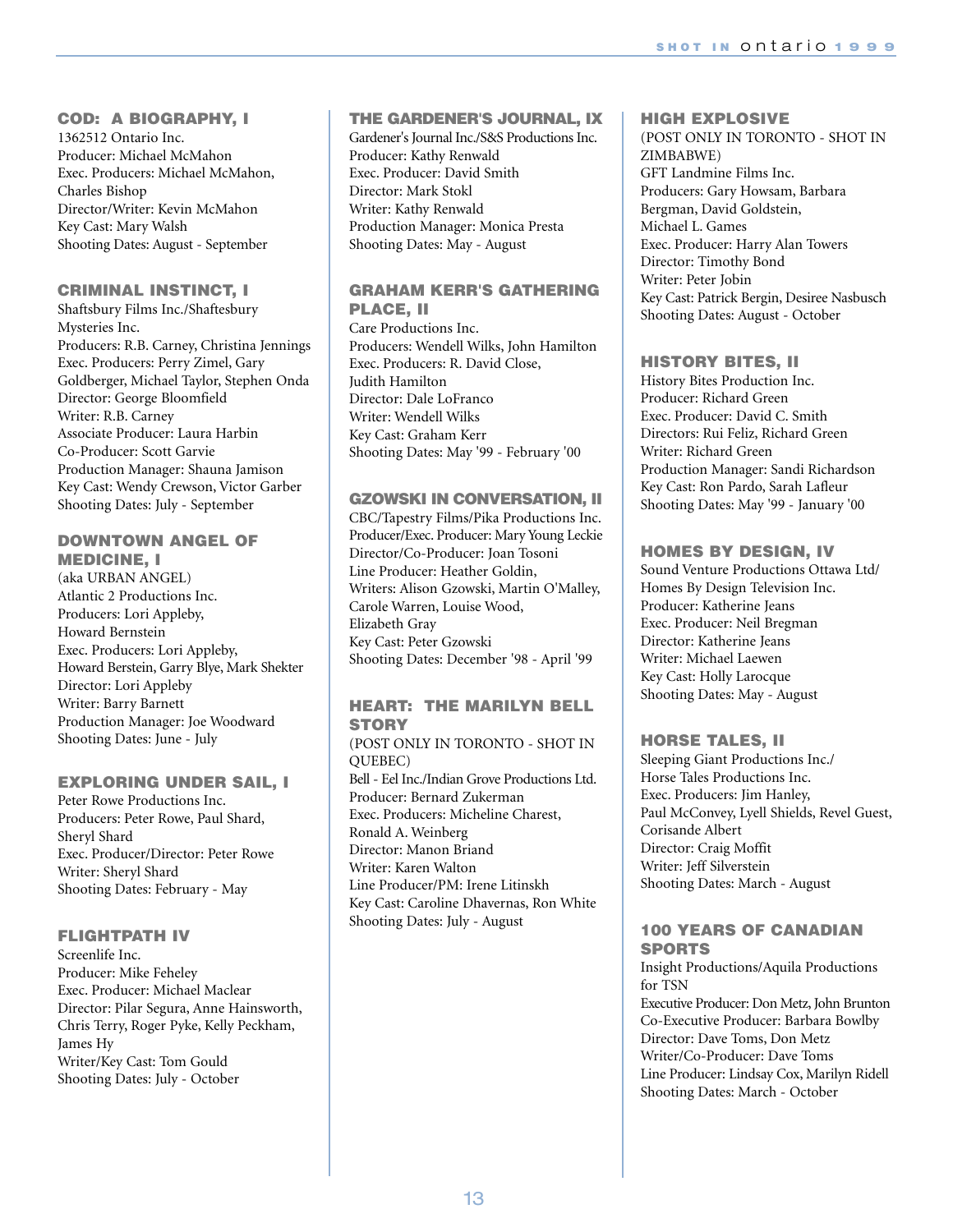### COD: A BIOGRAPHY, I

1362512 Ontario Inc.
Producer: Michael McMahon
Exec. Producers: Michael McMahon, Charles Bishop
Director/Writer: Kevin McMahon
Key Cast: Mary Walsh
Shooting Dates: August - September

### CRIMINAL INSTINCT, I

Shaftsbury Films Inc./Shaftesbury Mysteries Inc.
Producers: R.B. Carney, Christina Jennings
Exec. Producers: Perry Zimel, Gary Goldberger, Michael Taylor, Stephen Onda
Director: George Bloomfield
Writer: R.B. Carney
Associate Producer: Laura Harbin
Co-Producer: Scott Garvie
Production Manager: Shauna Jamison
Key Cast: Wendy Crewson, Victor Garber
Shooting Dates: July - September

### DOWNTOWN ANGEL OF MEDICINE, I

(aka URBAN ANGEL)
Atlantic 2 Productions Inc.
Producers: Lori Appleby, Howard Bernstein
Exec. Producers: Lori Appleby, Howard Berstein, Garry Blye, Mark Shekter
Director: Lori Appleby
Writer: Barry Barnett
Production Manager: Joe Woodward
Shooting Dates: June - July

### EXPLORING UNDER SAIL, I

Peter Rowe Productions Inc.
Producers: Peter Rowe, Paul Shard, Sheryl Shard
Exec. Producer/Director: Peter Rowe
Writer: Sheryl Shard
Shooting Dates: February - May

### FLIGHTPATH IV

Screenlife Inc.
Producer: Mike Feheley
Exec. Producer: Michael Maclear
Director: Pilar Segura, Anne Hainsworth, Chris Terry, Roger Pyke, Kelly Peckham, James Hy
Writer/Key Cast: Tom Gould
Shooting Dates: July - October

### THE GARDENER'S JOURNAL, IX

Gardener's Journal Inc./S&S Productions Inc.
Producer: Kathy Renwald
Exec. Producer: David Smith
Director: Mark Stokl
Writer: Kathy Renwald
Production Manager: Monica Presta
Shooting Dates: May - August

### GRAHAM KERR'S GATHERING PLACE, II

Care Productions Inc.
Producers: Wendell Wilks, John Hamilton
Exec. Producers: R. David Close, Judith Hamilton
Director: Dale LoFranco
Writer: Wendell Wilks
Key Cast: Graham Kerr
Shooting Dates: May '99 - February '00

### GZOWSKI IN CONVERSATION, II

CBC/Tapestry Films/Pika Productions Inc.
Producer/Exec. Producer: Mary Young Leckie
Director/Co-Producer: Joan Tosoni
Line Producer: Heather Goldin,
Writers: Alison Gzowski, Martin O'Malley, Carole Warren, Louise Wood, Elizabeth Gray
Key Cast: Peter Gzowski
Shooting Dates: December '98 - April '99

### HEART: THE MARILYN BELL STORY

(POST ONLY IN TORONTO - SHOT IN QUEBEC)
Bell - Eel Inc./Indian Grove Productions Ltd.
Producer: Bernard Zukerman
Exec. Producers: Micheline Charest, Ronald A. Weinberg
Director: Manon Briand
Writer: Karen Walton
Line Producer/PM: Irene Litinskh
Key Cast: Caroline Dhavernas, Ron White
Shooting Dates: July - August

### HIGH EXPLOSIVE

(POST ONLY IN TORONTO - SHOT IN ZIMBABWE)
GFT Landmine Films Inc.
Producers: Gary Howsam, Barbara Bergman, David Goldstein, Michael L. Games
Exec. Producer: Harry Alan Towers
Director: Timothy Bond
Writer: Peter Jobin
Key Cast: Patrick Bergin, Desiree Nasbusch
Shooting Dates: August - October

### HISTORY BITES, II

History Bites Production Inc.
Producer: Richard Green
Exec. Producer: David C. Smith
Directors: Rui Feliz, Richard Green
Writer: Richard Green
Production Manager: Sandi Richardson
Key Cast: Ron Pardo, Sarah Lafleur
Shooting Dates: May '99 - January '00

### HOMES BY DESIGN, IV

Sound Venture Productions Ottawa Ltd/ Homes By Design Television Inc.
Producer: Katherine Jeans
Exec. Producer: Neil Bregman
Director: Katherine Jeans
Writer: Michael Laewen
Key Cast: Holly Larocque
Shooting Dates: May - August

### HORSE TALES, II

Sleeping Giant Productions Inc./ Horse Tales Productions Inc.
Exec. Producers: Jim Hanley, Paul McConvey, Lyell Shields, Revel Guest, Corisande Albert
Director: Craig Moffit
Writer: Jeff Silverstein
Shooting Dates: March - August

### 100 YEARS OF CANADIAN SPORTS

Insight Productions/Aquila Productions for TSN
Executive Producer: Don Metz, John Brunton
Co-Executive Producer: Barbara Bowlby
Director: Dave Toms, Don Metz
Writer/Co-Producer: Dave Toms
Line Producer: Lindsay Cox, Marilyn Ridell
Shooting Dates: March - October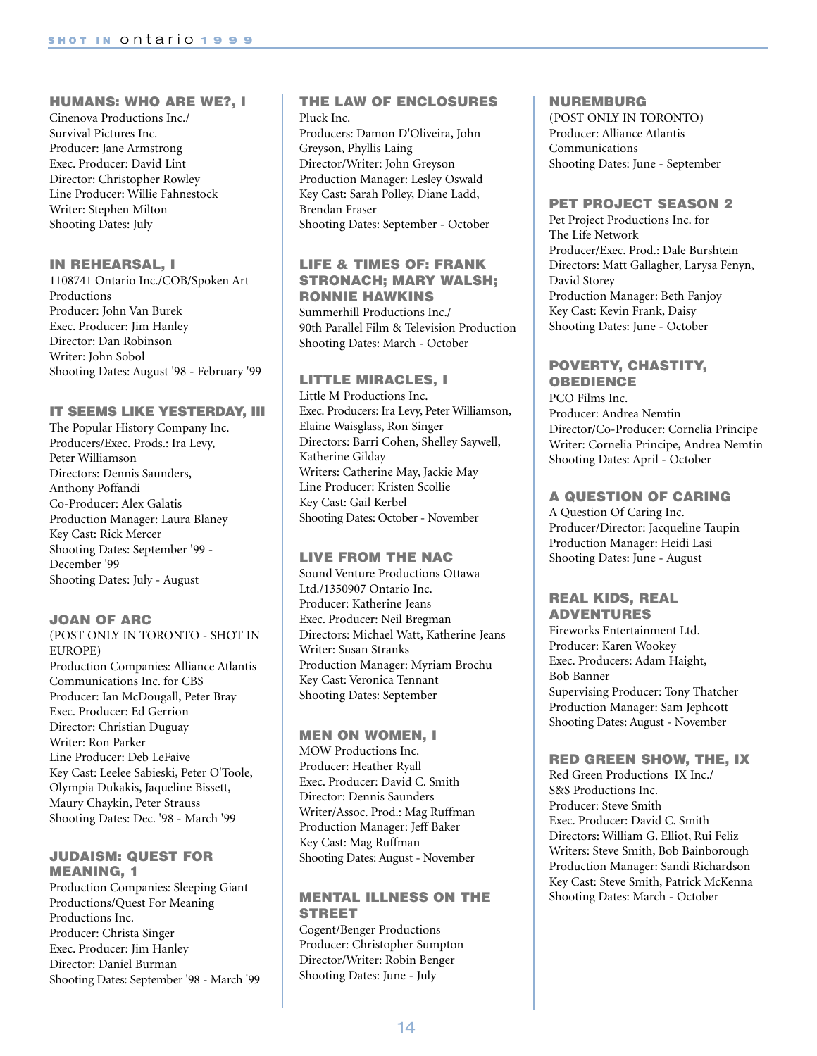## HUMANS: WHO ARE WE?, I

Cinenova Productions Inc./
Survival Pictures Inc.
Producer: Jane Armstrong
Exec. Producer: David Lint
Director: Christopher Rowley
Line Producer: Willie Fahnestock
Writer: Stephen Milton
Shooting Dates: July

## IN REHEARSAL, I

1108741 Ontario Inc./COB/Spoken Art Productions
Producer: John Van Burek
Exec. Producer: Jim Hanley
Director: Dan Robinson
Writer: John Sobol
Shooting Dates: August '98 - February '99

## IT SEEMS LIKE YESTERDAY, III

The Popular History Company Inc.
Producers/Exec. Prods.: Ira Levy, Peter Williamson
Directors: Dennis Saunders, Anthony Poffandi
Co-Producer: Alex Galatis
Production Manager: Laura Blaney
Key Cast: Rick Mercer
Shooting Dates: September '99 - December '99
Shooting Dates: July - August

## JOAN OF ARC

(POST ONLY IN TORONTO - SHOT IN EUROPE)
Production Companies: Alliance Atlantis Communications Inc. for CBS
Producer: Ian McDougall, Peter Bray
Exec. Producer: Ed Gerrion
Director: Christian Duguay
Writer: Ron Parker
Line Producer: Deb LeFaive
Key Cast: Leelee Sabieski, Peter O'Toole, Olympia Dukakis, Jaqueline Bissett, Maury Chaykin, Peter Strauss
Shooting Dates: Dec. '98 - March '99

## JUDAISM: QUEST FOR MEANING, 1

Production Companies: Sleeping Giant Productions/Quest For Meaning Productions Inc.
Producer: Christa Singer
Exec. Producer: Jim Hanley
Director: Daniel Burman
Shooting Dates: September '98 - March '99

## THE LAW OF ENCLOSURES

Pluck Inc.
Producers: Damon D'Oliveira, John Greyson, Phyllis Laing
Director/Writer: John Greyson
Production Manager: Lesley Oswald
Key Cast: Sarah Polley, Diane Ladd, Brendan Fraser
Shooting Dates: September - October

## LIFE & TIMES OF: FRANK STRONACH; MARY WALSH; RONNIE HAWKINS

Summerhill Productions Inc./
90th Parallel Film & Television Production
Shooting Dates: March - October

## LITTLE MIRACLES, I

Little M Productions Inc.
Exec. Producers: Ira Levy, Peter Williamson, Elaine Waisglass, Ron Singer
Directors: Barri Cohen, Shelley Saywell, Katherine Gilday
Writers: Catherine May, Jackie May
Line Producer: Kristen Scollie
Key Cast: Gail Kerbel
Shooting Dates: October - November

## LIVE FROM THE NAC

Sound Venture Productions Ottawa Ltd./1350907 Ontario Inc.
Producer: Katherine Jeans
Exec. Producer: Neil Bregman
Directors: Michael Watt, Katherine Jeans
Writer: Susan Stranks
Production Manager: Myriam Brochu
Key Cast: Veronica Tennant
Shooting Dates: September

## MEN ON WOMEN, I

MOW Productions Inc.
Producer: Heather Ryall
Exec. Producer: David C. Smith
Director: Dennis Saunders
Writer/Assoc. Prod.: Mag Ruffman
Production Manager: Jeff Baker
Key Cast: Mag Ruffman
Shooting Dates: August - November

## MENTAL ILLNESS ON THE STREET

Cogent/Benger Productions
Producer: Christopher Sumpton
Director/Writer: Robin Benger
Shooting Dates: June - July

## NUREMBURG

(POST ONLY IN TORONTO)
Producer: Alliance Atlantis Communications
Shooting Dates: June - September

## PET PROJECT SEASON 2

Pet Project Productions Inc. for The Life Network
Producer/Exec. Prod.: Dale Burshtein
Directors: Matt Gallagher, Larysa Fenyn, David Storey
Production Manager: Beth Fanjoy
Key Cast: Kevin Frank, Daisy
Shooting Dates: June - October

## POVERTY, CHASTITY, OBEDIENCE

PCO Films Inc.
Producer: Andrea Nemtin
Director/Co-Producer: Cornelia Principe
Writer: Cornelia Principe, Andrea Nemtin
Shooting Dates: April - October

## A QUESTION OF CARING

A Question Of Caring Inc.
Producer/Director: Jacqueline Taupin
Production Manager: Heidi Lasi
Shooting Dates: June - August

## REAL KIDS, REAL ADVENTURES

Fireworks Entertainment Ltd.
Producer: Karen Wookey
Exec. Producers: Adam Haight, Bob Banner
Supervising Producer: Tony Thatcher
Production Manager: Sam Jephcott
Shooting Dates: August - November

## RED GREEN SHOW, THE, IX

Red Green Productions IX Inc./
S&S Productions Inc.
Producer: Steve Smith
Exec. Producer: David C. Smith
Directors: William G. Elliot, Rui Feliz
Writers: Steve Smith, Bob Bainborough
Production Manager: Sandi Richardson
Key Cast: Steve Smith, Patrick McKenna
Shooting Dates: March - October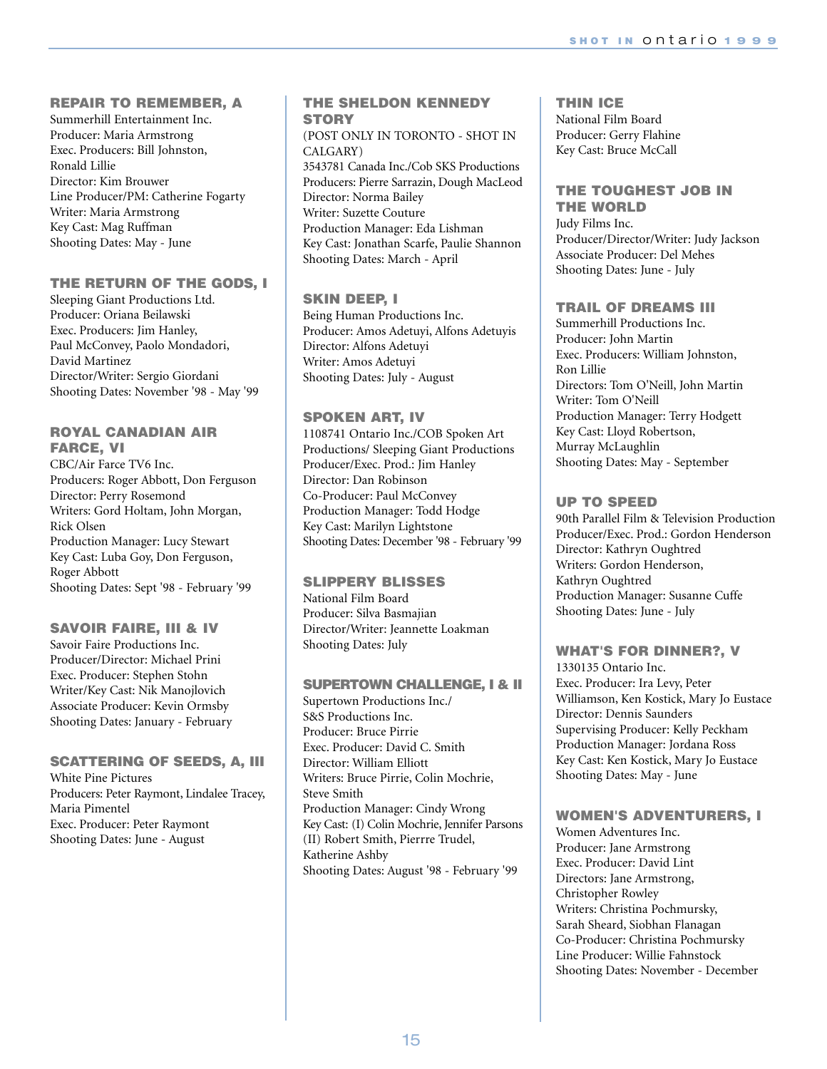### REPAIR TO REMEMBER, A

Summerhill Entertainment Inc.
Producer: Maria Armstrong
Exec. Producers: Bill Johnston, Ronald Lillie
Director: Kim Brouwer
Line Producer/PM: Catherine Fogarty
Writer: Maria Armstrong
Key Cast: Mag Ruffman
Shooting Dates: May - June

### THE RETURN OF THE GODS, I

Sleeping Giant Productions Ltd.
Producer: Oriana Beilawski
Exec. Producers: Jim Hanley, Paul McConvey, Paolo Mondadori, David Martinez
Director/Writer: Sergio Giordani
Shooting Dates: November '98 - May '99

### ROYAL CANADIAN AIR FARCE, VI

CBC/Air Farce TV6 Inc.
Producers: Roger Abbott, Don Ferguson
Director: Perry Rosemond
Writers: Gord Holtam, John Morgan, Rick Olsen
Production Manager: Lucy Stewart
Key Cast: Luba Goy, Don Ferguson, Roger Abbott
Shooting Dates: Sept '98 - February '99

### SAVOIR FAIRE, III & IV

Savoir Faire Productions Inc.
Producer/Director: Michael Prini
Exec. Producer: Stephen Stohn
Writer/Key Cast: Nik Manojlovich
Associate Producer: Kevin Ormsby
Shooting Dates: January - February

### SCATTERING OF SEEDS, A, III

White Pine Pictures
Producers: Peter Raymont, Lindalee Tracey, Maria Pimentel
Exec. Producer: Peter Raymont
Shooting Dates: June - August

### THE SHELDON KENNEDY STORY

(POST ONLY IN TORONTO - SHOT IN CALGARY)
3543781 Canada Inc./Cob SKS Productions
Producers: Pierre Sarrazin, Dough MacLeod
Director: Norma Bailey
Writer: Suzette Couture
Production Manager: Eda Lishman
Key Cast: Jonathan Scarfe, Paulie Shannon
Shooting Dates: March - April

### SKIN DEEP, I

Being Human Productions Inc.
Producer: Amos Adetuyi, Alfons Adetuyis
Director: Alfons Adetuyi
Writer: Amos Adetuyi
Shooting Dates: July - August

### SPOKEN ART, IV

1108741 Ontario Inc./COB Spoken Art Productions/ Sleeping Giant Productions
Producer/Exec. Prod.: Jim Hanley
Director: Dan Robinson
Co-Producer: Paul McConvey
Production Manager: Todd Hodge
Key Cast: Marilyn Lightstone
Shooting Dates: December '98 - February '99

### SLIPPERY BLISSES

National Film Board
Producer: Silva Basmajian
Director/Writer: Jeannette Loakman
Shooting Dates: July

### SUPERTOWN CHALLENGE, I & II

Supertown Productions Inc./ S&S Productions Inc.
Producer: Bruce Pirrie
Exec. Producer: David C. Smith
Director: William Elliott
Writers: Bruce Pirrie, Colin Mochrie, Steve Smith
Production Manager: Cindy Wrong
Key Cast: (I) Colin Mochrie, Jennifer Parsons (II) Robert Smith, Pierrre Trudel, Katherine Ashby
Shooting Dates: August '98 - February '99

### THIN ICE

National Film Board
Producer: Gerry Flahine
Key Cast: Bruce McCall

### THE TOUGHEST JOB IN THE WORLD

Judy Films Inc.
Producer/Director/Writer: Judy Jackson
Associate Producer: Del Mehes
Shooting Dates: June - July

### TRAIL OF DREAMS III

Summerhill Productions Inc.
Producer: John Martin
Exec. Producers: William Johnston, Ron Lillie
Directors: Tom O'Neill, John Martin
Writer: Tom O'Neill
Production Manager: Terry Hodgett
Key Cast: Lloyd Robertson, Murray McLaughlin
Shooting Dates: May - September

### UP TO SPEED

90th Parallel Film & Television Production
Producer/Exec. Prod.: Gordon Henderson
Director: Kathryn Oughtred
Writers: Gordon Henderson, Kathryn Oughtred
Production Manager: Susanne Cuffe
Shooting Dates: June - July

### WHAT'S FOR DINNER?, V

1330135 Ontario Inc.
Exec. Producer: Ira Levy, Peter Williamson, Ken Kostick, Mary Jo Eustace
Director: Dennis Saunders
Supervising Producer: Kelly Peckham
Production Manager: Jordana Ross
Key Cast: Ken Kostick, Mary Jo Eustace
Shooting Dates: May - June

### WOMEN'S ADVENTURERS, I

Women Adventures Inc.
Producer: Jane Armstrong
Exec. Producer: David Lint
Directors: Jane Armstrong, Christopher Rowley
Writers: Christina Pochmursky, Sarah Sheard, Siobhan Flanagan
Co-Producer: Christina Pochmursky
Line Producer: Willie Fahnstock
Shooting Dates: November - December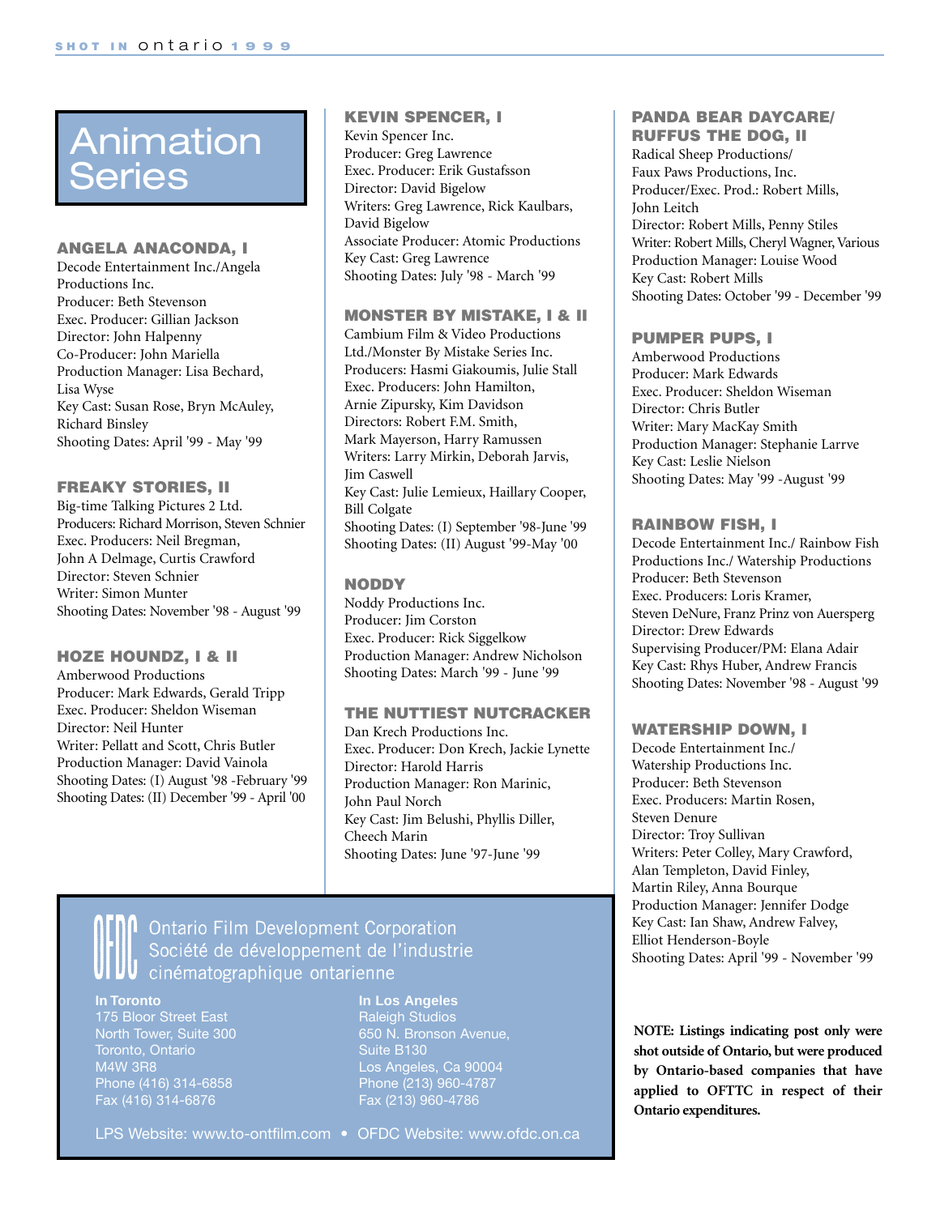# Animation Series

### ANGELA ANACONDA, I

Decode Entertainment Inc./Angela Productions Inc.
Producer: Beth Stevenson
Exec. Producer: Gillian Jackson
Director: John Halpenny
Co-Producer: John Mariella
Production Manager: Lisa Bechard, Lisa Wyse
Key Cast: Susan Rose, Bryn McAuley, Richard Binsley
Shooting Dates: April '99 - May '99

### FREAKY STORIES, II

Big-time Talking Pictures 2 Ltd.
Producers: Richard Morrison, Steven Schnier
Exec. Producers: Neil Bregman, John A Delmage, Curtis Crawford
Director: Steven Schnier
Writer: Simon Munter
Shooting Dates: November '98 - August '99

### HOZE HOUNDZ, I & II

Amberwood Productions
Producer: Mark Edwards, Gerald Tripp
Exec. Producer: Sheldon Wiseman
Director: Neil Hunter
Writer: Pellatt and Scott, Chris Butler
Production Manager: David Vainola
Shooting Dates: (I) August '98 -February '99
Shooting Dates: (II) December '99 - April '00

### KEVIN SPENCER, I

Kevin Spencer Inc.
Producer: Greg Lawrence
Exec. Producer: Erik Gustafsson
Director: David Bigelow
Writers: Greg Lawrence, Rick Kaulbars, David Bigelow
Associate Producer: Atomic Productions
Key Cast: Greg Lawrence
Shooting Dates: July '98 - March '99

### MONSTER BY MISTAKE, I & II

Cambium Film & Video Productions Ltd./Monster By Mistake Series Inc.
Producers: Hasmi Giakoumis, Julie Stall
Exec. Producers: John Hamilton, Arnie Zipursky, Kim Davidson
Directors: Robert F.M. Smith, Mark Mayerson, Harry Ramussen
Writers: Larry Mirkin, Deborah Jarvis, Jim Caswell
Key Cast: Julie Lemieux, Haillary Cooper, Bill Colgate
Shooting Dates: (I) September '98-June '99
Shooting Dates: (II) August '99-May '00

### NODDY

Noddy Productions Inc.
Producer: Jim Corston
Exec. Producer: Rick Siggelkow
Production Manager: Andrew Nicholson
Shooting Dates: March '99 - June '99

### THE NUTTIEST NUTCRACKER

Dan Krech Productions Inc.
Exec. Producer: Don Krech, Jackie Lynette
Director: Harold Harris
Production Manager: Ron Marinic, John Paul Norch
Key Cast: Jim Belushi, Phyllis Diller, Cheech Marin
Shooting Dates: June '97-June '99

### PANDA BEAR DAYCARE/ RUFFUS THE DOG, II

Radical Sheep Productions/ Faux Paws Productions, Inc.
Producer/Exec. Prod.: Robert Mills, John Leitch
Director: Robert Mills, Penny Stiles
Writer: Robert Mills, Cheryl Wagner, Various
Production Manager: Louise Wood
Key Cast: Robert Mills
Shooting Dates: October '99 - December '99

### PUMPER PUPS, I

Amberwood Productions
Producer: Mark Edwards
Exec. Producer: Sheldon Wiseman
Director: Chris Butler
Writer: Mary MacKay Smith
Production Manager: Stephanie Larrve
Key Cast: Leslie Nielson
Shooting Dates: May '99 -August '99

### RAINBOW FISH, I

Decode Entertainment Inc./ Rainbow Fish Productions Inc./ Watership Productions
Producer: Beth Stevenson
Exec. Producers: Loris Kramer, Steven DeNure, Franz Prinz von Auersperg
Director: Drew Edwards
Supervising Producer/PM: Elana Adair
Key Cast: Rhys Huber, Andrew Francis
Shooting Dates: November '98 - August '99

### WATERSHIP DOWN, I

Decode Entertainment Inc./ Watership Productions Inc.
Producer: Beth Stevenson
Exec. Producers: Martin Rosen, Steven Denure
Director: Troy Sullivan
Writers: Peter Colley, Mary Crawford, Alan Templeton, David Finley, Martin Riley, Anna Bourque
Production Manager: Jennifer Dodge
Key Cast: Ian Shaw, Andrew Falvey, Elliot Henderson-Boyle
Shooting Dates: April '99 - November '99

**NOTE: Listings indicating post only were shot outside of Ontario, but were produced by Ontario-based companies that have applied to OFTTC in respect of their Ontario expenditures.**

---

OFDC Ontario Film Development Corporation
Société de développement de l'industrie cinématographique ontarienne

**In Toronto**
175 Bloor Street East
North Tower, Suite 300
Toronto, Ontario
M4W 3R8
Phone (416) 314-6858
Fax (416) 314-6876

**In Los Angeles**
Raleigh Studios
650 N. Bronson Avenue,
Suite B130
Los Angeles, Ca 90004
Phone (213) 960-4787
Fax (213) 960-4786

LPS Website: www.to-ontfilm.com • OFDC Website: www.ofdc.on.ca